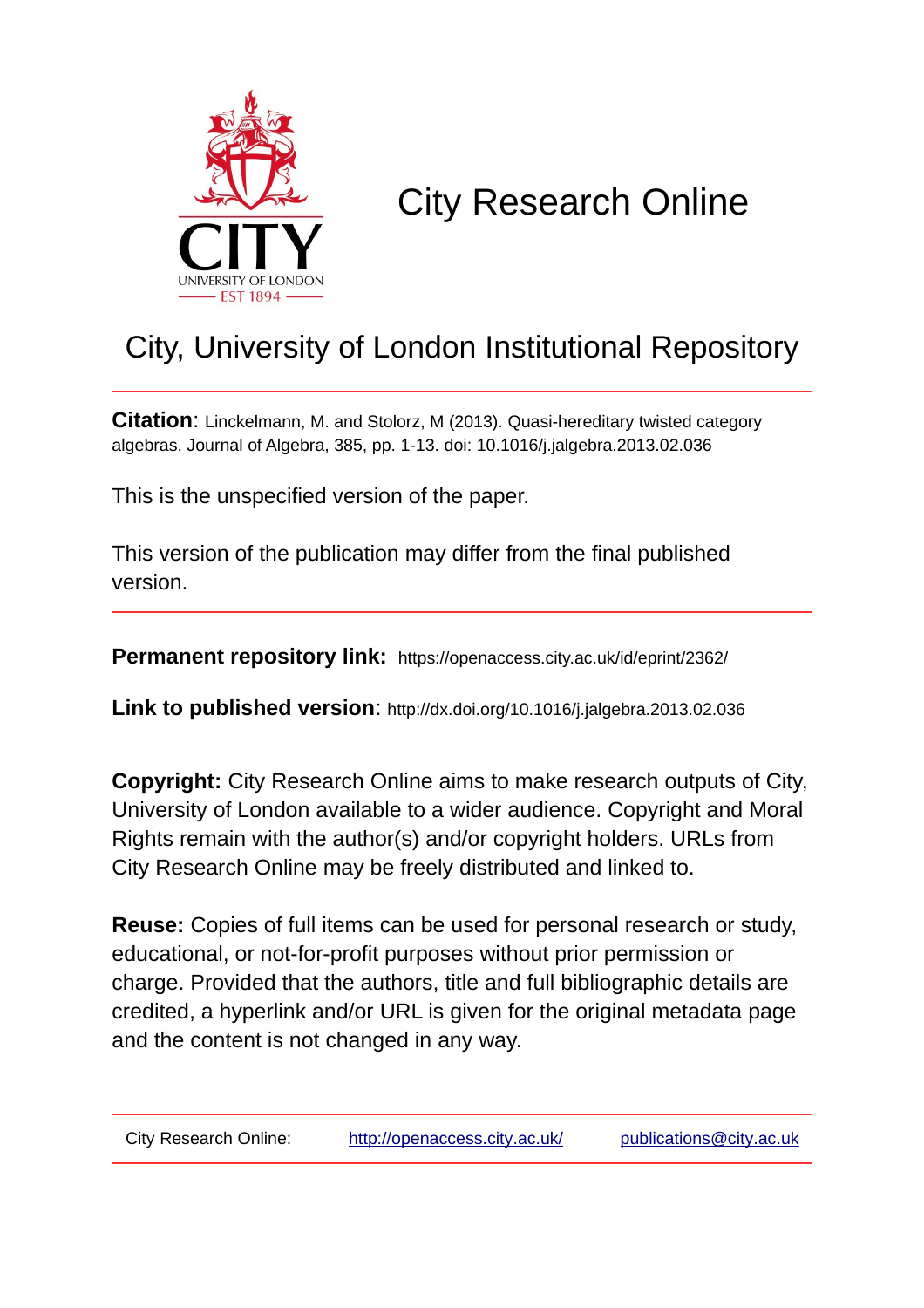# City Research Online

## City, University of London Institutional Repository

**Citation**: Linckelmann, M. and Stolorz, M (2013). Quasi-hereditary twisted category algebras. Journal of Algebra, 385, pp. 1-13. doi: 10.1016/j.jalgebra.2013.02.036

This is the unspecified version of the paper.

This version of the publication may differ from the final published version.

**Permanent repository link:** https://openaccess.city.ac.uk/id/eprint/2362/

**Link to published version**: http://dx.doi.org/10.1016/j.jalgebra.2013.02.036

**Copyright:** City Research Online aims to make research outputs of City, University of London available to a wider audience. Copyright and Moral Rights remain with the author(s) and/or copyright holders. URLs from City Research Online may be freely distributed and linked to.

**Reuse:** Copies of full items can be used for personal research or study, educational, or not-for-profit purposes without prior permission or charge. Provided that the authors, title and full bibliographic details are credited, a hyperlink and/or URL is given for the original metadata page and the content is not changed in any way.

City Research Online: http://openaccess.city.ac.uk/ publications@city.ac.uk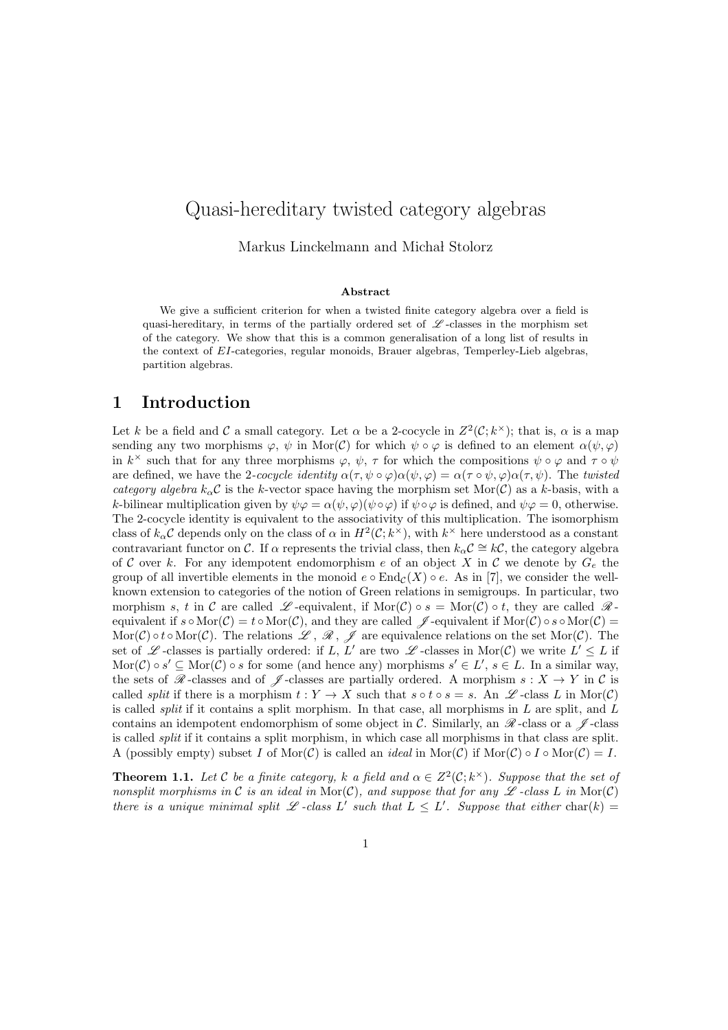# Quasi-hereditary twisted category algebras

Markus Linckelmann and Michał Stolorz

**Abstract**

We give a sufficient criterion for when a twisted finite category algebra over a field is quasi-hereditary, in terms of the partially ordered set of $\mathscr{L}$-classes in the morphism set of the category. We show that this is a common generalisation of a long list of results in the context of *EI*-categories, regular monoids, Brauer algebras, Temperley-Lieb algebras, partition algebras.

## 1 Introduction

Let $k$ be a field and $\mathcal{C}$ a small category. Let $\alpha$ be a 2-cocycle in $Z^2(\mathcal{C}; k^\times)$; that is, $\alpha$ is a map sending any two morphisms $\varphi$, $\psi$ in $\mathrm{Mor}(\mathcal{C})$ for which $\psi \circ \varphi$ is defined to an element $\alpha(\psi, \varphi)$ in $k^\times$ such that for any three morphisms $\varphi$, $\psi$, $\tau$ for which the compositions $\psi \circ \varphi$ and $\tau \circ \psi$ are defined, we have the 2-*cocycle identity* $\alpha(\tau, \psi \circ \varphi)\alpha(\psi, \varphi) = \alpha(\tau \circ \psi, \varphi)\alpha(\tau, \psi)$. The *twisted category algebra* $k_\alpha\mathcal{C}$ is the $k$-vector space having the morphism set $\mathrm{Mor}(\mathcal{C})$ as a $k$-basis, with a $k$-bilinear multiplication given by $\psi\varphi = \alpha(\psi, \varphi)(\psi \circ \varphi)$ if $\psi \circ \varphi$ is defined, and $\psi\varphi = 0$, otherwise. The 2-cocycle identity is equivalent to the associativity of this multiplication. The isomorphism class of $k_\alpha\mathcal{C}$ depends only on the class of $\alpha$ in $H^2(\mathcal{C}; k^\times)$, with $k^\times$ here understood as a constant contravariant functor on $\mathcal{C}$. If $\alpha$ represents the trivial class, then $k_\alpha\mathcal{C} \cong k\mathcal{C}$, the category algebra of $\mathcal{C}$ over $k$. For any idempotent endomorphism $e$ of an object $X$ in $\mathcal{C}$ we denote by $G_e$ the group of all invertible elements in the monoid $e \circ \mathrm{End}_\mathcal{C}(X) \circ e$. As in [7], we consider the well-known extension to categories of the notion of Green relations in semigroups. In particular, two morphism $s$, $t$ in $\mathcal{C}$ are called $\mathscr{L}$-equivalent, if $\mathrm{Mor}(\mathcal{C}) \circ s = \mathrm{Mor}(\mathcal{C}) \circ t$, they are called $\mathscr{R}$-equivalent if $s \circ \mathrm{Mor}(\mathcal{C}) = t \circ \mathrm{Mor}(\mathcal{C})$, and they are called $\mathscr{J}$-equivalent if $\mathrm{Mor}(\mathcal{C}) \circ s \circ \mathrm{Mor}(\mathcal{C}) = \mathrm{Mor}(\mathcal{C}) \circ t \circ \mathrm{Mor}(\mathcal{C})$. The relations $\mathscr{L}$, $\mathscr{R}$, $\mathscr{J}$ are equivalence relations on the set $\mathrm{Mor}(\mathcal{C})$. The set of $\mathscr{L}$-classes is partially ordered: if $L$, $L'$ are two $\mathscr{L}$-classes in $\mathrm{Mor}(\mathcal{C})$ we write $L' \leq L$ if $\mathrm{Mor}(\mathcal{C}) \circ s' \subseteq \mathrm{Mor}(\mathcal{C}) \circ s$ for some (and hence any) morphisms $s' \in L'$, $s \in L$. In a similar way, the sets of $\mathscr{R}$-classes and of $\mathscr{J}$-classes are partially ordered. A morphism $s : X \to Y$ in $\mathcal{C}$ is called *split* if there is a morphism $t : Y \to X$ such that $s \circ t \circ s = s$. An $\mathscr{L}$-class $L$ in $\mathrm{Mor}(\mathcal{C})$ is called *split* if it contains a split morphism. In that case, all morphisms in $L$ are split, and $L$ contains an idempotent endomorphism of some object in $\mathcal{C}$. Similarly, an $\mathscr{R}$-class or a $\mathscr{J}$-class is called *split* if it contains a split morphism, in which case all morphisms in that class are split. A (possibly empty) subset $I$ of $\mathrm{Mor}(\mathcal{C})$ is called an *ideal* in $\mathrm{Mor}(\mathcal{C})$ if $\mathrm{Mor}(\mathcal{C}) \circ I \circ \mathrm{Mor}(\mathcal{C}) = I$.

**Theorem 1.1.** *Let $\mathcal{C}$ be a finite category, $k$ a field and $\alpha \in Z^2(\mathcal{C}; k^\times)$. Suppose that the set of nonsplit morphisms in $\mathcal{C}$ is an ideal in $\mathrm{Mor}(\mathcal{C})$, and suppose that for any $\mathscr{L}$-class $L$ in $\mathrm{Mor}(\mathcal{C})$ there is a unique minimal split $\mathscr{L}$-class $L'$ such that $L \leq L'$. Suppose that either* $\mathrm{char}(k) =$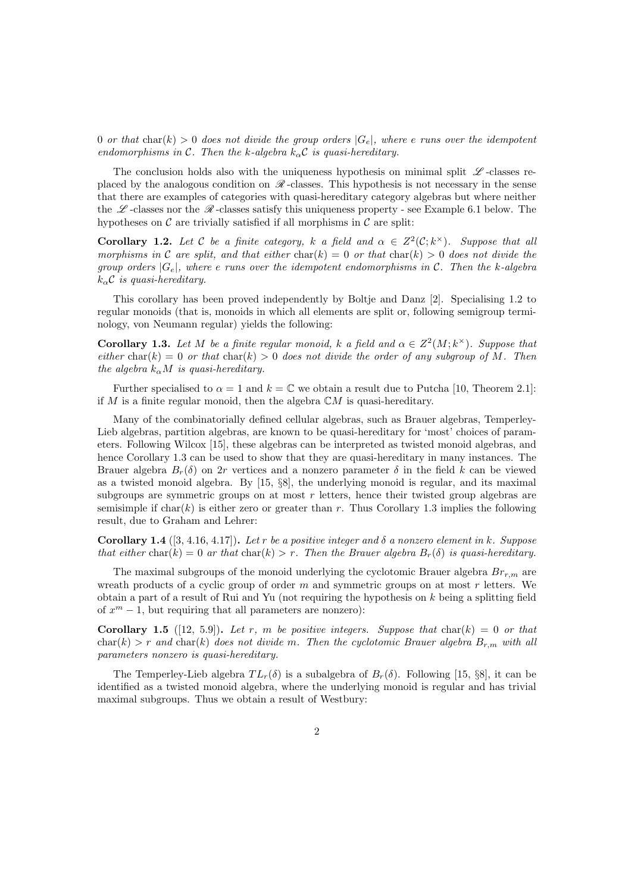*0 or that* $\mathrm{char}(k) > 0$ *does not divide the group orders* $|G_e|$*, where* $e$ *runs over the idempotent endomorphisms in* $\mathcal{C}$*. Then the* $k$*-algebra* $k_\alpha\mathcal{C}$ *is quasi-hereditary.*

The conclusion holds also with the uniqueness hypothesis on minimal split $\mathscr{L}$-classes replaced by the analogous condition on $\mathscr{R}$-classes. This hypothesis is not necessary in the sense that there are examples of categories with quasi-hereditary category algebras but where neither the $\mathscr{L}$-classes nor the $\mathscr{R}$-classes satisfy this uniqueness property - see Example 6.1 below. The hypotheses on $\mathcal{C}$ are trivially satisfied if all morphisms in $\mathcal{C}$ are split:

**Corollary 1.2.** *Let* $\mathcal{C}$ *be a finite category,* $k$ *a field and* $\alpha \in Z^2(\mathcal{C}; k^\times)$*. Suppose that all morphisms in* $\mathcal{C}$ *are split, and that either* $\mathrm{char}(k) = 0$ *or that* $\mathrm{char}(k) > 0$ *does not divide the group orders* $|G_e|$*, where* $e$ *runs over the idempotent endomorphisms in* $\mathcal{C}$*. Then the* $k$*-algebra* $k_\alpha\mathcal{C}$ *is quasi-hereditary.*

This corollary has been proved independently by Boltje and Danz [2]. Specialising 1.2 to regular monoids (that is, monoids in which all elements are split or, following semigroup terminology, von Neumann regular) yields the following:

**Corollary 1.3.** *Let* $M$ *be a finite regular monoid,* $k$ *a field and* $\alpha \in Z^2(M; k^\times)$*. Suppose that either* $\mathrm{char}(k) = 0$ *or that* $\mathrm{char}(k) > 0$ *does not divide the order of any subgroup of* $M$*. Then the algebra* $k_\alpha M$ *is quasi-hereditary.*

Further specialised to $\alpha = 1$ and $k = \mathbb{C}$ we obtain a result due to Putcha [10, Theorem 2.1]: if $M$ is a finite regular monoid, then the algebra $\mathbb{C}M$ is quasi-hereditary.

Many of the combinatorially defined cellular algebras, such as Brauer algebras, Temperley-Lieb algebras, partition algebras, are known to be quasi-hereditary for 'most' choices of parameters. Following Wilcox [15], these algebras can be interpreted as twisted monoid algebras, and hence Corollary 1.3 can be used to show that they are quasi-hereditary in many instances. The Brauer algebra $B_r(\delta)$ on $2r$ vertices and a nonzero parameter $\delta$ in the field $k$ can be viewed as a twisted monoid algebra. By [15, §8], the underlying monoid is regular, and its maximal subgroups are symmetric groups on at most $r$ letters, hence their twisted group algebras are semisimple if $\mathrm{char}(k)$ is either zero or greater than $r$. Thus Corollary 1.3 implies the following result, due to Graham and Lehrer:

**Corollary 1.4** ([3, 4.16, 4.17])**.** *Let* $r$ *be a positive integer and* $\delta$ *a nonzero element in* $k$*. Suppose that either* $\mathrm{char}(k) = 0$ *ar that* $\mathrm{char}(k) > r$*. Then the Brauer algebra* $B_r(\delta)$ *is quasi-hereditary.*

The maximal subgroups of the monoid underlying the cyclotomic Brauer algebra $Br_{r,m}$ are wreath products of a cyclic group of order $m$ and symmetric groups on at most $r$ letters. We obtain a part of a result of Rui and Yu (not requiring the hypothesis on $k$ being a splitting field of $x^m - 1$, but requiring that all parameters are nonzero):

**Corollary 1.5** ([12, 5.9])**.** *Let* $r$*,* $m$ *be positive integers. Suppose that* $\mathrm{char}(k) = 0$ *or that* $\mathrm{char}(k) > r$ *and* $\mathrm{char}(k)$ *does not divide* $m$*. Then the cyclotomic Brauer algebra* $B_{r,m}$ *with all parameters nonzero is quasi-hereditary.*

The Temperley-Lieb algebra $TL_r(\delta)$ is a subalgebra of $B_r(\delta)$. Following [15, §8], it can be identified as a twisted monoid algebra, where the underlying monoid is regular and has trivial maximal subgroups. Thus we obtain a result of Westbury: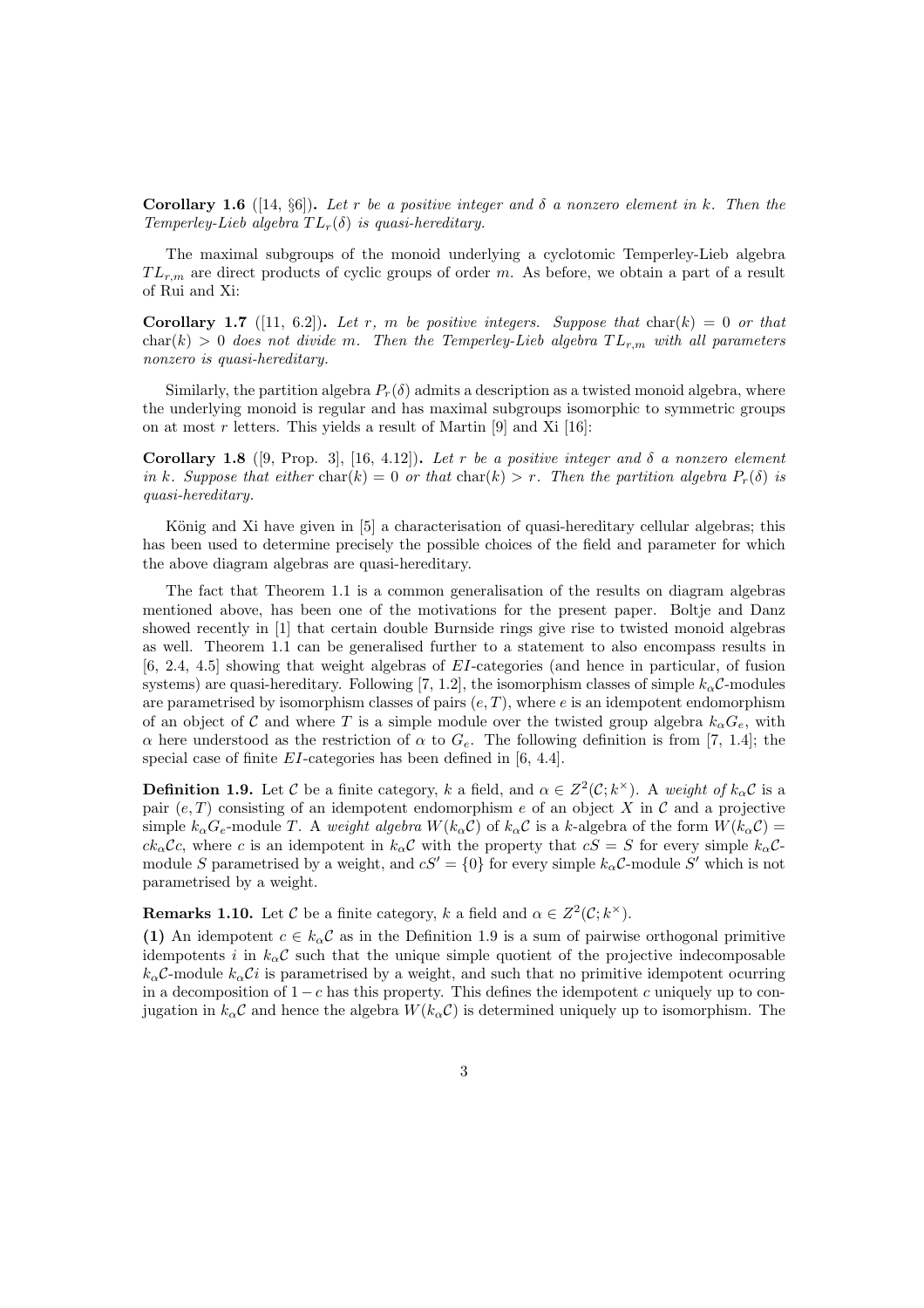**Corollary 1.6** ([14, §6]). *Let $r$ be a positive integer and $\delta$ a nonzero element in $k$. Then the Temperley-Lieb algebra $TL_r(\delta)$ is quasi-hereditary.*

The maximal subgroups of the monoid underlying a cyclotomic Temperley-Lieb algebra $TL_{r,m}$ are direct products of cyclic groups of order $m$. As before, we obtain a part of a result of Rui and Xi:

**Corollary 1.7** ([11, 6.2]). *Let $r$, $m$ be positive integers. Suppose that $\mathrm{char}(k) = 0$ or that $\mathrm{char}(k) > 0$ does not divide $m$. Then the Temperley-Lieb algebra $TL_{r,m}$ with all parameters nonzero is quasi-hereditary.*

Similarly, the partition algebra $P_r(\delta)$ admits a description as a twisted monoid algebra, where the underlying monoid is regular and has maximal subgroups isomorphic to symmetric groups on at most $r$ letters. This yields a result of Martin [9] and Xi [16]:

**Corollary 1.8** ([9, Prop. 3], [16, 4.12]). *Let $r$ be a positive integer and $\delta$ a nonzero element in $k$. Suppose that either $\mathrm{char}(k) = 0$ or that $\mathrm{char}(k) > r$. Then the partition algebra $P_r(\delta)$ is quasi-hereditary.*

König and Xi have given in [5] a characterisation of quasi-hereditary cellular algebras; this has been used to determine precisely the possible choices of the field and parameter for which the above diagram algebras are quasi-hereditary.

The fact that Theorem 1.1 is a common generalisation of the results on diagram algebras mentioned above, has been one of the motivations for the present paper. Boltje and Danz showed recently in [1] that certain double Burnside rings give rise to twisted monoid algebras as well. Theorem 1.1 can be generalised further to a statement to also encompass results in [6, 2.4, 4.5] showing that weight algebras of $EI$-categories (and hence in particular, of fusion systems) are quasi-hereditary. Following [7, 1.2], the isomorphism classes of simple $k_\alpha\mathcal{C}$-modules are parametrised by isomorphism classes of pairs $(e, T)$, where $e$ is an idempotent endomorphism of an object of $\mathcal{C}$ and where $T$ is a simple module over the twisted group algebra $k_\alpha G_e$, with $\alpha$ here understood as the restriction of $\alpha$ to $G_e$. The following definition is from [7, 1.4]; the special case of finite $EI$-categories has been defined in [6, 4.4].

**Definition 1.9.** Let $\mathcal{C}$ be a finite category, $k$ a field, and $\alpha \in Z^2(\mathcal{C}; k^\times)$. A *weight of* $k_\alpha\mathcal{C}$ is a pair $(e, T)$ consisting of an idempotent endomorphism $e$ of an object $X$ in $\mathcal{C}$ and a projective simple $k_\alpha G_e$-module $T$. A *weight algebra* $W(k_\alpha\mathcal{C})$ of $k_\alpha\mathcal{C}$ is a $k$-algebra of the form $W(k_\alpha\mathcal{C}) = ck_\alpha\mathcal{C}c$, where $c$ is an idempotent in $k_\alpha\mathcal{C}$ with the property that $cS = S$ for every simple $k_\alpha\mathcal{C}$-module $S$ parametrised by a weight, and $cS' = \{0\}$ for every simple $k_\alpha\mathcal{C}$-module $S'$ which is not parametrised by a weight.

**Remarks 1.10.** Let $\mathcal{C}$ be a finite category, $k$ a field and $\alpha \in Z^2(\mathcal{C}; k^\times)$.

**(1)** An idempotent $c \in k_\alpha\mathcal{C}$ as in the Definition 1.9 is a sum of pairwise orthogonal primitive idempotents $i$ in $k_\alpha\mathcal{C}$ such that the unique simple quotient of the projective indecomposable $k_\alpha\mathcal{C}$-module $k_\alpha\mathcal{C}i$ is parametrised by a weight, and such that no primitive idempotent ocurring in a decomposition of $1 - c$ has this property. This defines the idempotent $c$ uniquely up to conjugation in $k_\alpha\mathcal{C}$ and hence the algebra $W(k_\alpha\mathcal{C})$ is determined uniquely up to isomorphism. The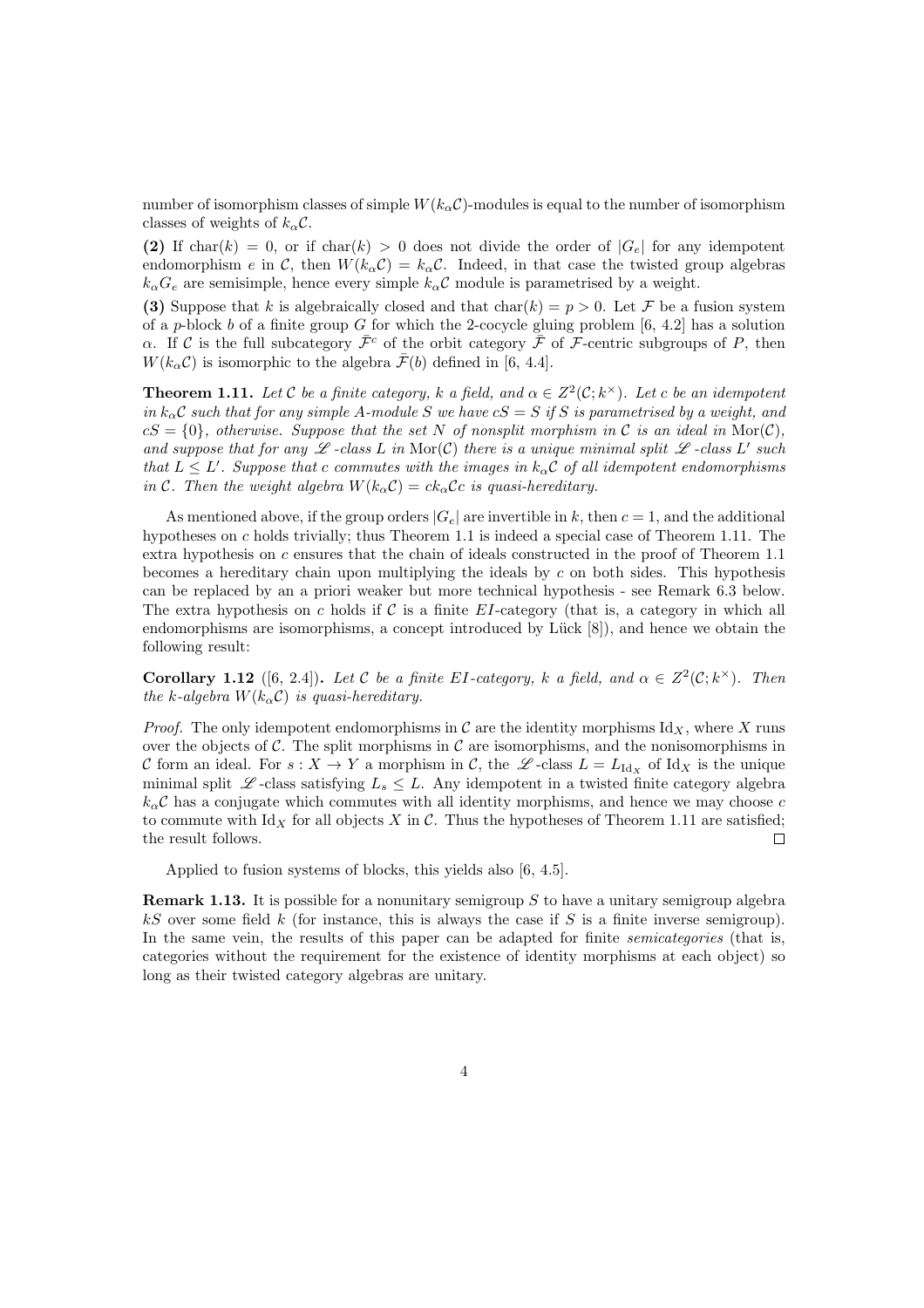number of isomorphism classes of simple $W(k_\alpha\mathcal{C})$-modules is equal to the number of isomorphism classes of weights of $k_\alpha\mathcal{C}$.

**(2)** If $\mathrm{char}(k) = 0$, or if $\mathrm{char}(k) > 0$ does not divide the order of $|G_e|$ for any idempotent endomorphism $e$ in $\mathcal{C}$, then $W(k_\alpha\mathcal{C}) = k_\alpha\mathcal{C}$. Indeed, in that case the twisted group algebras $k_\alpha G_e$ are semisimple, hence every simple $k_\alpha\mathcal{C}$ module is parametrised by a weight.

**(3)** Suppose that $k$ is algebraically closed and that $\mathrm{char}(k) = p > 0$. Let $\mathcal{F}$ be a fusion system of a $p$-block $b$ of a finite group $G$ for which the 2-cocycle gluing problem [6, 4.2] has a solution $\alpha$. If $\mathcal{C}$ is the full subcategory $\bar{\mathcal{F}}^c$ of the orbit category $\bar{\mathcal{F}}$ of $\mathcal{F}$-centric subgroups of $P$, then $W(k_\alpha\mathcal{C})$ is isomorphic to the algebra $\bar{\mathcal{F}}(b)$ defined in [6, 4.4].

**Theorem 1.11.** *Let $\mathcal{C}$ be a finite category, $k$ a field, and $\alpha \in Z^2(\mathcal{C}; k^\times)$. Let $c$ be an idempotent in $k_\alpha\mathcal{C}$ such that for any simple $A$-module $S$ we have $cS = S$ if $S$ is parametrised by a weight, and $cS = \{0\}$, otherwise. Suppose that the set $N$ of nonsplit morphism in $\mathcal{C}$ is an ideal in $\mathrm{Mor}(\mathcal{C})$, and suppose that for any $\mathscr{L}$-class $L$ in $\mathrm{Mor}(\mathcal{C})$ there is a unique minimal split $\mathscr{L}$-class $L'$ such that $L \leq L'$. Suppose that $c$ commutes with the images in $k_\alpha\mathcal{C}$ of all idempotent endomorphisms in $\mathcal{C}$. Then the weight algebra $W(k_\alpha\mathcal{C}) = ck_\alpha\mathcal{C}c$ is quasi-hereditary.*

As mentioned above, if the group orders $|G_e|$ are invertible in $k$, then $c = 1$, and the additional hypotheses on $c$ holds trivially; thus Theorem 1.1 is indeed a special case of Theorem 1.11. The extra hypothesis on $c$ ensures that the chain of ideals constructed in the proof of Theorem 1.1 becomes a hereditary chain upon multiplying the ideals by $c$ on both sides. This hypothesis can be replaced by an a priori weaker but more technical hypothesis - see Remark 6.3 below. The extra hypothesis on $c$ holds if $\mathcal{C}$ is a finite $EI$-category (that is, a category in which all endomorphisms are isomorphisms, a concept introduced by Lück [8]), and hence we obtain the following result:

**Corollary 1.12** ([6, 2.4])**.** *Let $\mathcal{C}$ be a finite $EI$-category, $k$ a field, and $\alpha \in Z^2(\mathcal{C}; k^\times)$. Then the $k$-algebra $W(k_\alpha\mathcal{C})$ is quasi-hereditary.*

*Proof.* The only idempotent endomorphisms in $\mathcal{C}$ are the identity morphisms $\mathrm{Id}_X$, where $X$ runs over the objects of $\mathcal{C}$. The split morphisms in $\mathcal{C}$ are isomorphisms, and the nonisomorphisms in $\mathcal{C}$ form an ideal. For $s : X \to Y$ a morphism in $\mathcal{C}$, the $\mathscr{L}$-class $L = L_{\mathrm{Id}_X}$ of $\mathrm{Id}_X$ is the unique minimal split $\mathscr{L}$-class satisfying $L_s \leq L$. Any idempotent in a twisted finite category algebra $k_\alpha\mathcal{C}$ has a conjugate which commutes with all identity morphisms, and hence we may choose $c$ to commute with $\mathrm{Id}_X$ for all objects $X$ in $\mathcal{C}$. Thus the hypotheses of Theorem 1.11 are satisfied; the result follows. $\square$

Applied to fusion systems of blocks, this yields also [6, 4.5].

**Remark 1.13.** It is possible for a nonunitary semigroup $S$ to have a unitary semigroup algebra $kS$ over some field $k$ (for instance, this is always the case if $S$ is a finite inverse semigroup). In the same vein, the results of this paper can be adapted for finite *semicategories* (that is, categories without the requirement for the existence of identity morphisms at each object) so long as their twisted category algebras are unitary.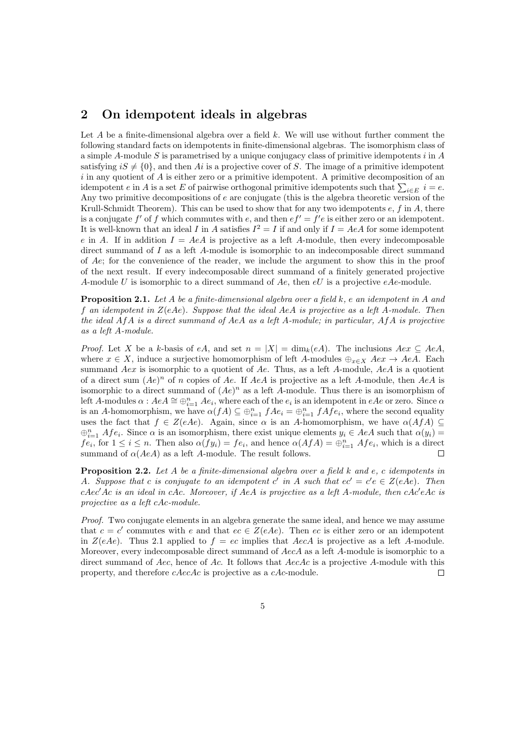## 2 On idempotent ideals in algebras

Let $A$ be a finite-dimensional algebra over a field $k$. We will use without further comment the following standard facts on idempotents in finite-dimensional algebras. The isomorphism class of a simple $A$-module $S$ is parametrised by a unique conjugacy class of primitive idempotents $i$ in $A$ satisfying $iS \neq \{0\}$, and then $Ai$ is a projective cover of $S$. The image of a primitive idempotent $i$ in any quotient of $A$ is either zero or a primitive idempotent. A primitive decomposition of an idempotent $e$ in $A$ is a set $E$ of pairwise orthogonal primitive idempotents such that $\sum_{i \in E} i = e$. Any two primitive decompositions of $e$ are conjugate (this is the algebra theoretic version of the Krull-Schmidt Theorem). This can be used to show that for any two idempotents $e$, $f$ in $A$, there is a conjugate $f'$ of $f$ which commutes with $e$, and then $ef' = f'e$ is either zero or an idempotent. It is well-known that an ideal $I$ in $A$ satisfies $I^2 = I$ if and only if $I = AeA$ for some idempotent $e$ in $A$. If in addition $I = AeA$ is projective as a left $A$-module, then every indecomposable direct summand of $I$ as a left $A$-module is isomorphic to an indecomposable direct summand of $Ae$; for the convenience of the reader, we include the argument to show this in the proof of the next result. If every indecomposable direct summand of a finitely generated projective $A$-module $U$ is isomorphic to a direct summand of $Ae$, then $eU$ is a projective $eAe$-module.

**Proposition 2.1.** *Let $A$ be a finite-dimensional algebra over a field $k$, $e$ an idempotent in $A$ and $f$ an idempotent in $Z(eAe)$. Suppose that the ideal $AeA$ is projective as a left $A$-module. Then the ideal $AfA$ is a direct summand of $AeA$ as a left $A$-module; in particular, $AfA$ is projective as a left $A$-module.*

*Proof.* Let $X$ be a $k$-basis of $eA$, and set $n = |X| = \dim_k(eA)$. The inclusions $Aex \subseteq AeA$, where $x \in X$, induce a surjective homomorphism of left $A$-modules $\oplus_{x \in X} Aex \to AeA$. Each summand $Aex$ is isomorphic to a quotient of $Ae$. Thus, as a left $A$-module, $AeA$ is a quotient of a direct sum $(Ae)^n$ of $n$ copies of $Ae$. If $AeA$ is projective as a left $A$-module, then $AeA$ is isomorphic to a direct summand of $(Ae)^n$ as a left $A$-module. Thus there is an isomorphism of left $A$-modules $\alpha : AeA \cong \oplus_{i=1}^n Ae_i$, where each of the $e_i$ is an idempotent in $eAe$ or zero. Since $\alpha$ is an $A$-homomorphism, we have $\alpha(fA) \subseteq \oplus_{i=1}^n fAe_i = \oplus_{i=1}^n fAfe_i$, where the second equality uses the fact that $f \in Z(eAe)$. Again, since $\alpha$ is an $A$-homomorphism, we have $\alpha(AfA) \subseteq \oplus_{i=1}^n Afe_i$. Since $\alpha$ is an isomorphism, there exist unique elements $y_i \in AeA$ such that $\alpha(y_i) = fe_i$, for $1 \leq i \leq n$. Then also $\alpha(fy_i) = fe_i$, and hence $\alpha(AfA) = \oplus_{i=1}^n Afe_i$, which is a direct summand of $\alpha(AeA)$ as a left $A$-module. The result follows. □

**Proposition 2.2.** *Let $A$ be a finite-dimensional algebra over a field $k$ and $e$, $c$ idempotents in $A$. Suppose that $c$ is conjugate to an idempotent $c'$ in $A$ such that $ec' = c'e \in Z(eAe)$. Then $cAec'Ac$ is an ideal in $cAc$. Moreover, if $AeA$ is projective as a left $A$-module, then $cAc'eAc$ is projective as a left $cAc$-module.*

*Proof.* Two conjugate elements in an algebra generate the same ideal, and hence we may assume that $c = c'$ commutes with $e$ and that $ec \in Z(eAe)$. Then $ec$ is either zero or an idempotent in $Z(eAe)$. Thus 2.1 applied to $f = ec$ implies that $AecA$ is projective as a left $A$-module. Moreover, every indecomposable direct summand of $AecA$ as a left $A$-module is isomorphic to a direct summand of $Aec$, hence of $Ac$. It follows that $AecAc$ is a projective $A$-module with this property, and therefore $cAecAc$ is projective as a $cAc$-module. □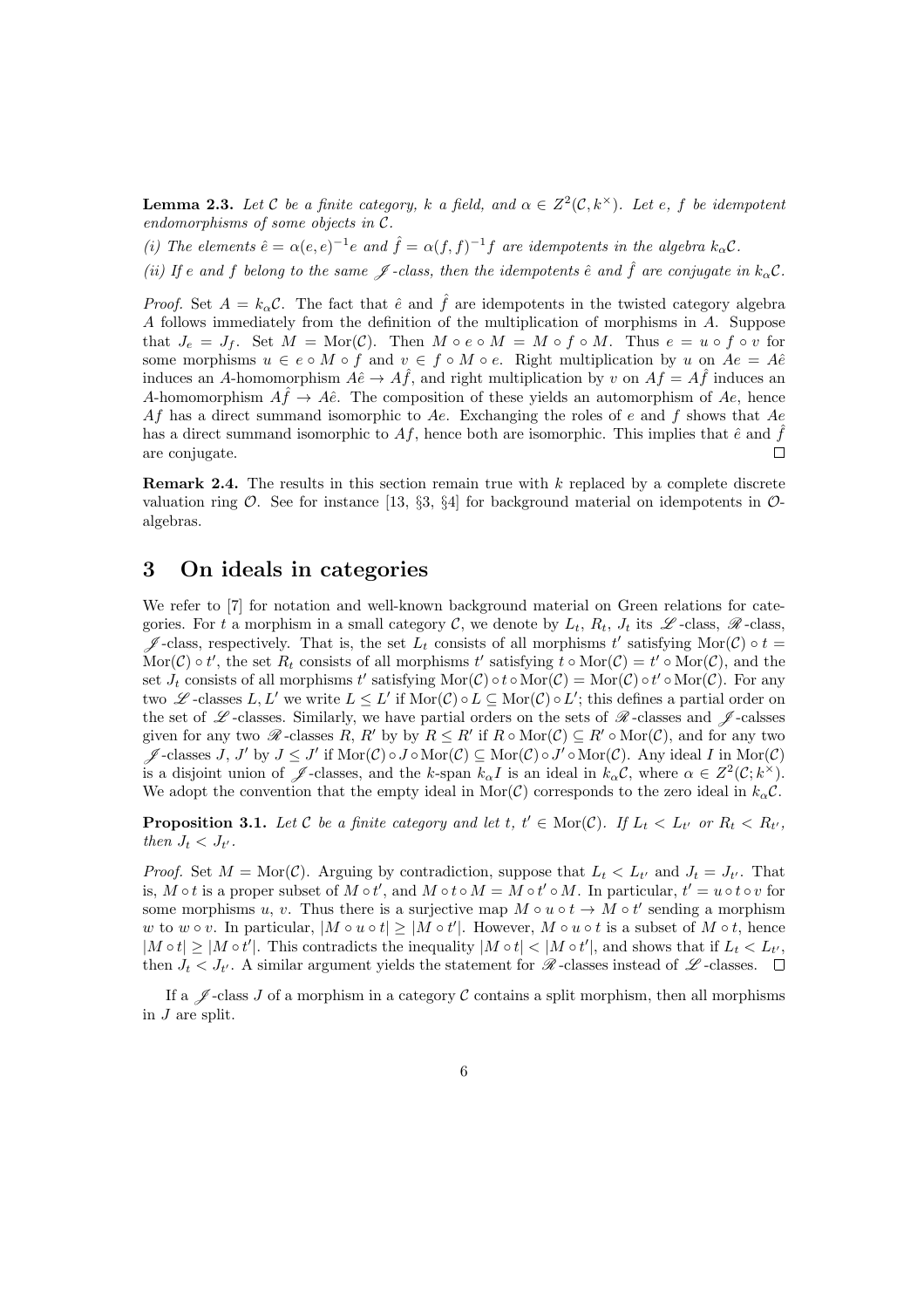**Lemma 2.3.** *Let $\mathcal{C}$ be a finite category, $k$ a field, and $\alpha \in Z^2(\mathcal{C}, k^\times)$. Let $e$, $f$ be idempotent endomorphisms of some objects in $\mathcal{C}$.*

*(i) The elements $\hat{e} = \alpha(e,e)^{-1}e$ and $\hat{f} = \alpha(f,f)^{-1}f$ are idempotents in the algebra $k_\alpha\mathcal{C}$.*

*(ii) If $e$ and $f$ belong to the same $\mathscr{J}$-class, then the idempotents $\hat{e}$ and $\hat{f}$ are conjugate in $k_\alpha\mathcal{C}$.*

*Proof.* Set $A = k_\alpha\mathcal{C}$. The fact that $\hat{e}$ and $\hat{f}$ are idempotents in the twisted category algebra $A$ follows immediately from the definition of the multiplication of morphisms in $A$. Suppose that $J_e = J_f$. Set $M = \mathrm{Mor}(\mathcal{C})$. Then $M \circ e \circ M = M \circ f \circ M$. Thus $e = u \circ f \circ v$ for some morphisms $u \in e \circ M \circ f$ and $v \in f \circ M \circ e$. Right multiplication by $u$ on $Ae = A\hat{e}$ induces an $A$-homomorphism $A\hat{e} \to A\hat{f}$, and right multiplication by $v$ on $Af = A\hat{f}$ induces an $A$-homomorphism $A\hat{f} \to A\hat{e}$. The composition of these yields an automorphism of $Ae$, hence $Af$ has a direct summand isomorphic to $Ae$. Exchanging the roles of $e$ and $f$ shows that $Ae$ has a direct summand isomorphic to $Af$, hence both are isomorphic. This implies that $\hat{e}$ and $\hat{f}$ are conjugate. $\square$

**Remark 2.4.** The results in this section remain true with $k$ replaced by a complete discrete valuation ring $\mathcal{O}$. See for instance [13, §3, §4] for background material on idempotents in $\mathcal{O}$-algebras.

# 3 On ideals in categories

We refer to [7] for notation and well-known background material on Green relations for categories. For $t$ a morphism in a small category $\mathcal{C}$, we denote by $L_t$, $R_t$, $J_t$ its $\mathscr{L}$-class, $\mathscr{R}$-class, $\mathscr{J}$-class, respectively. That is, the set $L_t$ consists of all morphisms $t'$ satisfying $\mathrm{Mor}(\mathcal{C}) \circ t = \mathrm{Mor}(\mathcal{C}) \circ t'$, the set $R_t$ consists of all morphisms $t'$ satisfying $t \circ \mathrm{Mor}(\mathcal{C}) = t' \circ \mathrm{Mor}(\mathcal{C})$, and the set $J_t$ consists of all morphisms $t'$ satisfying $\mathrm{Mor}(\mathcal{C}) \circ t \circ \mathrm{Mor}(\mathcal{C}) = \mathrm{Mor}(\mathcal{C}) \circ t' \circ \mathrm{Mor}(\mathcal{C})$. For any two $\mathscr{L}$-classes $L, L'$ we write $L \leq L'$ if $\mathrm{Mor}(\mathcal{C}) \circ L \subseteq \mathrm{Mor}(\mathcal{C}) \circ L'$; this defines a partial order on the set of $\mathscr{L}$-classes. Similarly, we have partial orders on the sets of $\mathscr{R}$-classes and $\mathscr{J}$-calsses given for any two $\mathscr{R}$-classes $R$, $R'$ by by $R \leq R'$ if $R \circ \mathrm{Mor}(\mathcal{C}) \subseteq R' \circ \mathrm{Mor}(\mathcal{C})$, and for any two $\mathscr{J}$-classes $J$, $J'$ by $J \leq J'$ if $\mathrm{Mor}(\mathcal{C}) \circ J \circ \mathrm{Mor}(\mathcal{C}) \subseteq \mathrm{Mor}(\mathcal{C}) \circ J' \circ \mathrm{Mor}(\mathcal{C})$. Any ideal $I$ in $\mathrm{Mor}(\mathcal{C})$ is a disjoint union of $\mathscr{J}$-classes, and the $k$-span $k_\alpha I$ is an ideal in $k_\alpha\mathcal{C}$, where $\alpha \in Z^2(\mathcal{C}; k^\times)$. We adopt the convention that the empty ideal in $\mathrm{Mor}(\mathcal{C})$ corresponds to the zero ideal in $k_\alpha\mathcal{C}$.

**Proposition 3.1.** *Let $\mathcal{C}$ be a finite category and let $t$, $t' \in \mathrm{Mor}(\mathcal{C})$. If $L_t < L_{t'}$ or $R_t < R_{t'}$, then $J_t < J_{t'}$.*

*Proof.* Set $M = \mathrm{Mor}(\mathcal{C})$. Arguing by contradiction, suppose that $L_t < L_{t'}$ and $J_t = J_{t'}$. That is, $M \circ t$ is a proper subset of $M \circ t'$, and $M \circ t \circ M = M \circ t' \circ M$. In particular, $t' = u \circ t \circ v$ for some morphisms $u$, $v$. Thus there is a surjective map $M \circ u \circ t \to M \circ t'$ sending a morphism $w$ to $w \circ v$. In particular, $|M \circ u \circ t| \geq |M \circ t'|$. However, $M \circ u \circ t$ is a subset of $M \circ t$, hence $|M \circ t| \geq |M \circ t'|$. This contradicts the inequality $|M \circ t| < |M \circ t'|$, and shows that if $L_t < L_{t'}$, then $J_t < J_{t'}$. A similar argument yields the statement for $\mathscr{R}$-classes instead of $\mathscr{L}$-classes. $\square$

If a $\mathscr{J}$-class $J$ of a morphism in a category $\mathcal{C}$ contains a split morphism, then all morphisms in $J$ are split.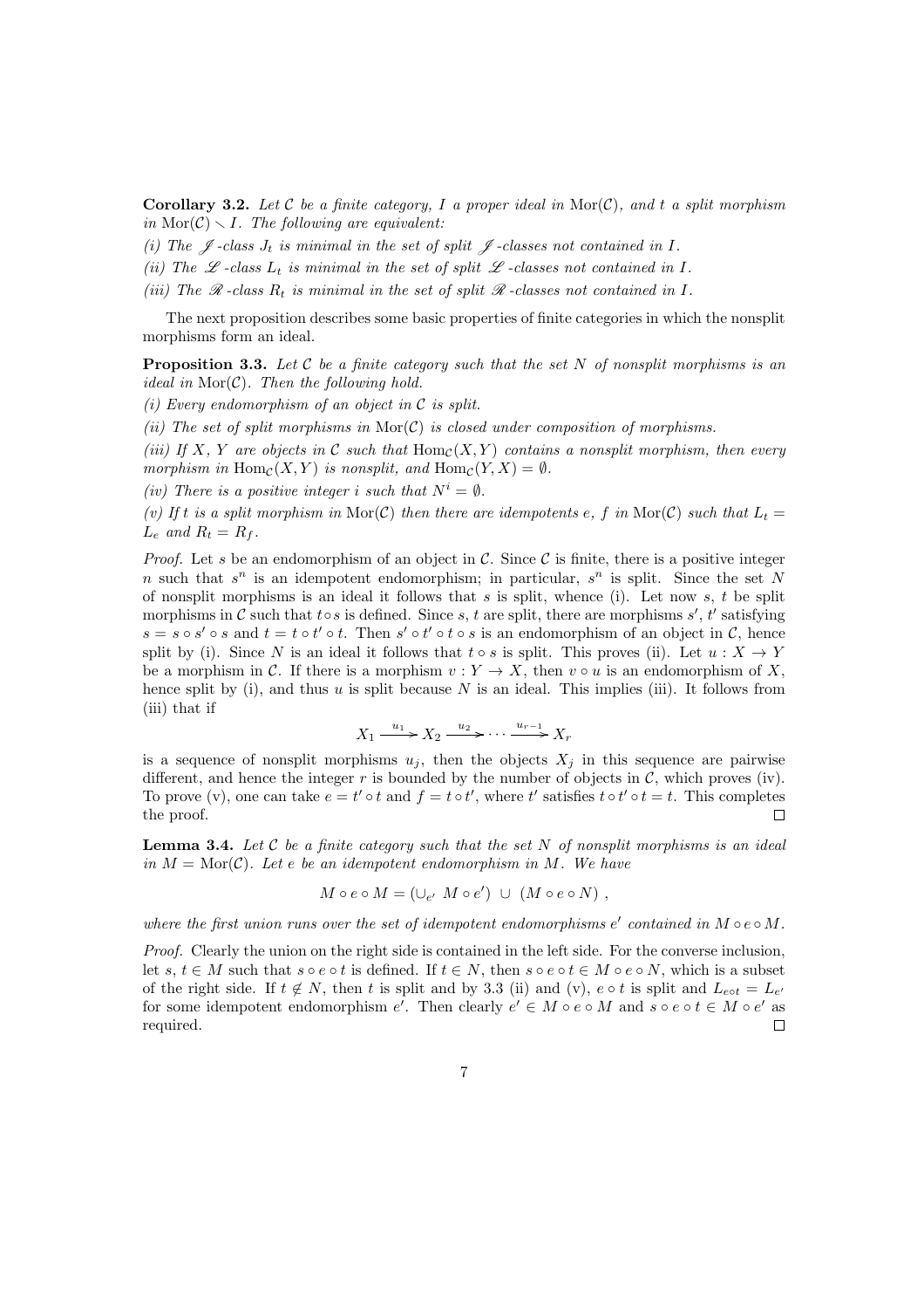**Corollary 3.2.** *Let $\mathcal{C}$ be a finite category, $I$ a proper ideal in $\mathrm{Mor}(\mathcal{C})$, and $t$ a split morphism in $\mathrm{Mor}(\mathcal{C}) \smallsetminus I$. The following are equivalent:*

*(i) The $\mathscr{J}$-class $J_t$ is minimal in the set of split $\mathscr{J}$-classes not contained in $I$.*

*(ii) The $\mathscr{L}$-class $L_t$ is minimal in the set of split $\mathscr{L}$-classes not contained in $I$.*

*(iii) The $\mathscr{R}$-class $R_t$ is minimal in the set of split $\mathscr{R}$-classes not contained in $I$.*

The next proposition describes some basic properties of finite categories in which the nonsplit morphisms form an ideal.

**Proposition 3.3.** *Let $\mathcal{C}$ be a finite category such that the set $N$ of nonsplit morphisms is an ideal in $\mathrm{Mor}(\mathcal{C})$. Then the following hold.*

*(i) Every endomorphism of an object in $\mathcal{C}$ is split.*

*(ii) The set of split morphisms in $\mathrm{Mor}(\mathcal{C})$ is closed under composition of morphisms.*

*(iii) If $X$, $Y$ are objects in $\mathcal{C}$ such that $\mathrm{Hom}_{\mathcal{C}}(X,Y)$ contains a nonsplit morphism, then every morphism in $\mathrm{Hom}_{\mathcal{C}}(X,Y)$ is nonsplit, and $\mathrm{Hom}_{\mathcal{C}}(Y,X) = \emptyset$.*

*(iv) There is a positive integer $i$ such that $N^i = \emptyset$.*

*(v) If $t$ is a split morphism in $\mathrm{Mor}(\mathcal{C})$ then there are idempotents $e$, $f$ in $\mathrm{Mor}(\mathcal{C})$ such that $L_t = L_e$ and $R_t = R_f$.*

*Proof.* Let $s$ be an endomorphism of an object in $\mathcal{C}$. Since $\mathcal{C}$ is finite, there is a positive integer $n$ such that $s^n$ is an idempotent endomorphism; in particular, $s^n$ is split. Since the set $N$ of nonsplit morphisms is an ideal it follows that $s$ is split, whence (i). Let now $s$, $t$ be split morphisms in $\mathcal{C}$ such that $t \circ s$ is defined. Since $s$, $t$ are split, there are morphisms $s'$, $t'$ satisfying $s = s \circ s' \circ s$ and $t = t \circ t' \circ t$. Then $s' \circ t' \circ t \circ s$ is an endomorphism of an object in $\mathcal{C}$, hence split by (i). Since $N$ is an ideal it follows that $t \circ s$ is split. This proves (ii). Let $u : X \to Y$ be a morphism in $\mathcal{C}$. If there is a morphism $v : Y \to X$, then $v \circ u$ is an endomorphism of $X$, hence split by (i), and thus $u$ is split because $N$ is an ideal. This implies (iii). It follows from (iii) that if

$$X_1 \xrightarrow{u_1} X_2 \xrightarrow{u_2} \cdots \xrightarrow{u_{r-1}} X_r$$

is a sequence of nonsplit morphisms $u_j$, then the objects $X_j$ in this sequence are pairwise different, and hence the integer $r$ is bounded by the number of objects in $\mathcal{C}$, which proves (iv). To prove (v), one can take $e = t' \circ t$ and $f = t \circ t'$, where $t'$ satisfies $t \circ t' \circ t = t$. This completes the proof. $\square$

**Lemma 3.4.** *Let $\mathcal{C}$ be a finite category such that the set $N$ of nonsplit morphisms is an ideal in $M = \mathrm{Mor}(\mathcal{C})$. Let $e$ be an idempotent endomorphism in $M$. We have*

$$M \circ e \circ M = (\cup_{e'}\ M \circ e') \ \cup \ (M \circ e \circ N) \ ,$$

*where the first union runs over the set of idempotent endomorphisms $e'$ contained in $M \circ e \circ M$.*

*Proof.* Clearly the union on the right side is contained in the left side. For the converse inclusion, let $s$, $t \in M$ such that $s \circ e \circ t$ is defined. If $t \in N$, then $s \circ e \circ t \in M \circ e \circ N$, which is a subset of the right side. If $t \notin N$, then $t$ is split and by 3.3 (ii) and (v), $e \circ t$ is split and $L_{e \circ t} = L_{e'}$ for some idempotent endomorphism $e'$. Then clearly $e' \in M \circ e \circ M$ and $s \circ e \circ t \in M \circ e'$ as required. $\square$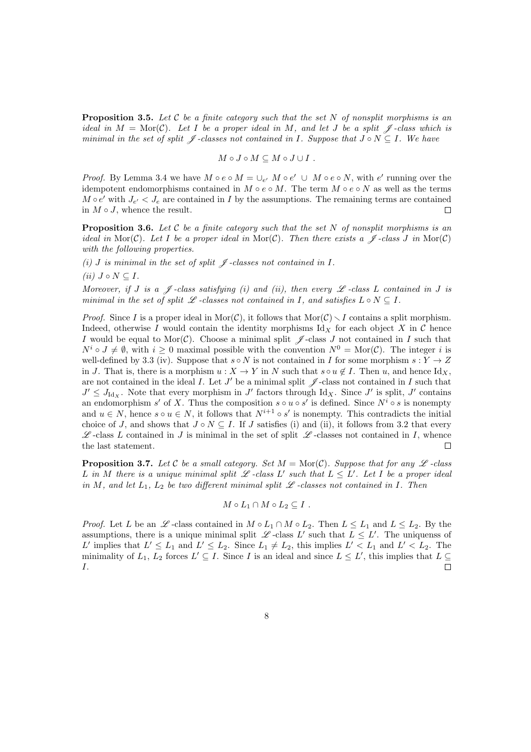**Proposition 3.5.** *Let $\mathcal{C}$ be a finite category such that the set $N$ of nonsplit morphisms is an ideal in $M = \mathrm{Mor}(\mathcal{C})$. Let $I$ be a proper ideal in $M$, and let $J$ be a split $\mathscr{J}$-class which is minimal in the set of split $\mathscr{J}$-classes not contained in $I$. Suppose that $J \circ N \subseteq I$. We have*

$$M \circ J \circ M \subseteq M \circ J \cup I \ .$$

*Proof.* By Lemma 3.4 we have $M \circ e \circ M = \cup_{e'} M \circ e' \ \cup \ M \circ e \circ N$, with $e'$ running over the idempotent endomorphisms contained in $M \circ e \circ M$. The term $M \circ e \circ N$ as well as the terms $M \circ e'$ with $J_{e'} < J_e$ are contained in $I$ by the assumptions. The remaining terms are contained in $M \circ J$, whence the result. □

**Proposition 3.6.** *Let $\mathcal{C}$ be a finite category such that the set $N$ of nonsplit morphisms is an ideal in $\mathrm{Mor}(\mathcal{C})$. Let $I$ be a proper ideal in $\mathrm{Mor}(\mathcal{C})$. Then there exists a $\mathscr{J}$-class $J$ in $\mathrm{Mor}(\mathcal{C})$ with the following properties.*

*(i) $J$ is minimal in the set of split $\mathscr{J}$-classes not contained in $I$.*

*(ii) $J \circ N \subseteq I$.*

*Moreover, if $J$ is a $\mathscr{J}$-class satisfying (i) and (ii), then every $\mathscr{L}$-class $L$ contained in $J$ is minimal in the set of split $\mathscr{L}$-classes not contained in $I$, and satisfies $L \circ N \subseteq I$.*

*Proof.* Since $I$ is a proper ideal in $\mathrm{Mor}(\mathcal{C})$, it follows that $\mathrm{Mor}(\mathcal{C}) \smallsetminus I$ contains a split morphism. Indeed, otherwise $I$ would contain the identity morphisms $\mathrm{Id}_X$ for each object $X$ in $\mathcal{C}$ hence $I$ would be equal to $\mathrm{Mor}(\mathcal{C})$. Choose a minimal split $\mathscr{J}$-class $J$ not contained in $I$ such that $N^i \circ J \neq \emptyset$, with $i \geq 0$ maximal possible with the convention $N^0 = \mathrm{Mor}(\mathcal{C})$. The integer $i$ is well-defined by 3.3 (iv). Suppose that $s \circ N$ is not contained in $I$ for some morphism $s : Y \to Z$ in $J$. That is, there is a morphism $u : X \to Y$ in $N$ such that $s \circ u \notin I$. Then $u$, and hence $\mathrm{Id}_X$, are not contained in the ideal $I$. Let $J'$ be a minimal split $\mathscr{J}$-class not contained in $I$ such that $J' \leq J_{\mathrm{Id}_X}$. Note that every morphism in $J'$ factors through $\mathrm{Id}_X$. Since $J'$ is split, $J'$ contains an endomorphism $s'$ of $X$. Thus the composition $s \circ u \circ s'$ is defined. Since $N^i \circ s$ is nonempty and $u \in N$, hence $s \circ u \in N$, it follows that $N^{i+1} \circ s'$ is nonempty. This contradicts the initial choice of $J$, and shows that $J \circ N \subseteq I$. If $J$ satisfies (i) and (ii), it follows from 3.2 that every $\mathscr{L}$-class $L$ contained in $J$ is minimal in the set of split $\mathscr{L}$-classes not contained in $I$, whence the last statement. □

**Proposition 3.7.** *Let $\mathcal{C}$ be a small category. Set $M = \mathrm{Mor}(\mathcal{C})$. Suppose that for any $\mathscr{L}$-class $L$ in $M$ there is a unique minimal split $\mathscr{L}$-class $L'$ such that $L \leq L'$. Let $I$ be a proper ideal in $M$, and let $L_1$, $L_2$ be two different minimal split $\mathscr{L}$-classes not contained in $I$. Then*

$$M \circ L_1 \cap M \circ L_2 \subseteq I \ .$$

*Proof.* Let $L$ be an $\mathscr{L}$-class contained in $M \circ L_1 \cap M \circ L_2$. Then $L \leq L_1$ and $L \leq L_2$. By the assumptions, there is a unique minimal split $\mathscr{L}$-class $L'$ such that $L \leq L'$. The uniquenss of $L'$ implies that $L' \leq L_1$ and $L' \leq L_2$. Since $L_1 \neq L_2$, this implies $L' < L_1$ and $L' < L_2$. The minimality of $L_1$, $L_2$ forces $L' \subseteq I$. Since $I$ is an ideal and since $L \leq L'$, this implies that $L \subseteq I$. □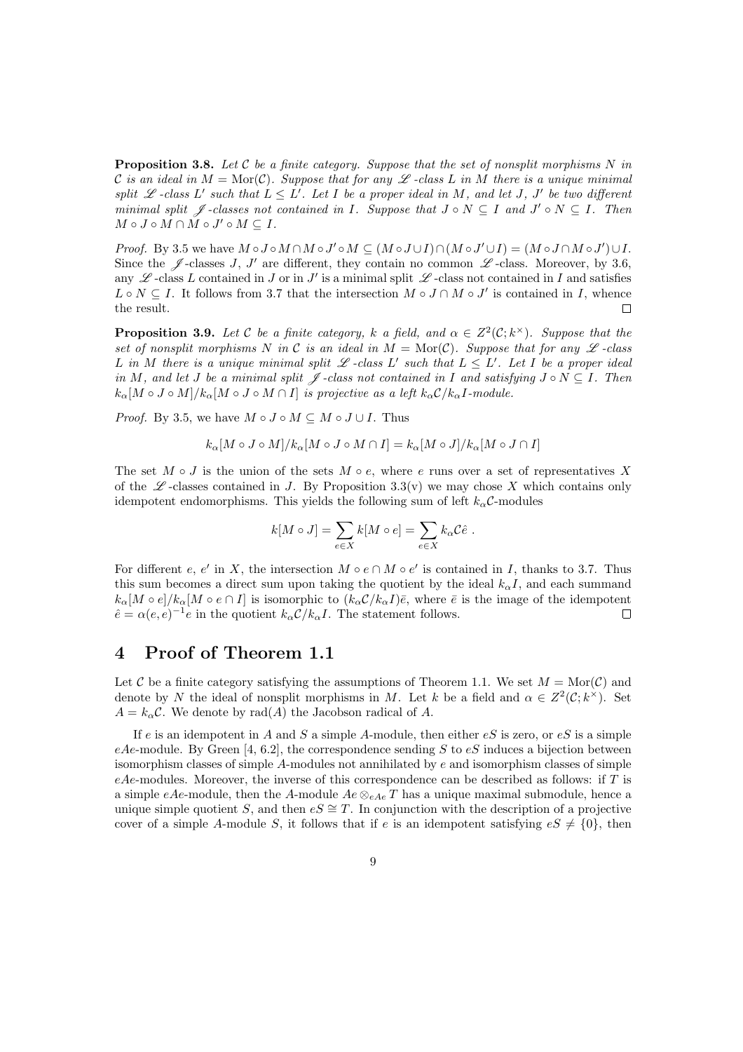**Proposition 3.8.** *Let $\mathcal{C}$ be a finite category. Suppose that the set of nonsplit morphisms $N$ in $\mathcal{C}$ is an ideal in $M = \mathrm{Mor}(\mathcal{C})$. Suppose that for any $\mathscr{L}$-class $L$ in $M$ there is a unique minimal split $\mathscr{L}$-class $L'$ such that $L \leq L'$. Let $I$ be a proper ideal in $M$, and let $J$, $J'$ be two different minimal split $\mathscr{J}$-classes not contained in $I$. Suppose that $J \circ N \subseteq I$ and $J' \circ N \subseteq I$. Then $M \circ J \circ M \cap M \circ J' \circ M \subseteq I$.*

*Proof.* By 3.5 we have $M \circ J \circ M \cap M \circ J' \circ M \subseteq (M \circ J \cup I) \cap (M \circ J' \cup I) = (M \circ J \cap M \circ J') \cup I$. Since the $\mathscr{J}$-classes $J$, $J'$ are different, they contain no common $\mathscr{L}$-class. Moreover, by 3.6, any $\mathscr{L}$-class $L$ contained in $J$ or in $J'$ is a minimal split $\mathscr{L}$-class not contained in $I$ and satisfies $L \circ N \subseteq I$. It follows from 3.7 that the intersection $M \circ J \cap M \circ J'$ is contained in $I$, whence the result. $\square$

**Proposition 3.9.** *Let $\mathcal{C}$ be a finite category, $k$ a field, and $\alpha \in Z^2(\mathcal{C}; k^\times)$. Suppose that the set of nonsplit morphisms $N$ in $\mathcal{C}$ is an ideal in $M = \mathrm{Mor}(\mathcal{C})$. Suppose that for any $\mathscr{L}$-class $L$ in $M$ there is a unique minimal split $\mathscr{L}$-class $L'$ such that $L \leq L'$. Let $I$ be a proper ideal in $M$, and let $J$ be a minimal split $\mathscr{J}$-class not contained in $I$ and satisfying $J \circ N \subseteq I$. Then $k_\alpha[M \circ J \circ M]/k_\alpha[M \circ J \circ M \cap I]$ is projective as a left $k_\alpha\mathcal{C}/k_\alpha I$-module.*

*Proof.* By 3.5, we have $M \circ J \circ M \subseteq M \circ J \cup I$. Thus

$$k_\alpha[M \circ J \circ M]/k_\alpha[M \circ J \circ M \cap I] = k_\alpha[M \circ J]/k_\alpha[M \circ J \cap I]$$

The set $M \circ J$ is the union of the sets $M \circ e$, where $e$ runs over a set of representatives $X$ of the $\mathscr{L}$-classes contained in $J$. By Proposition 3.3(v) we may chose $X$ which contains only idempotent endomorphisms. This yields the following sum of left $k_\alpha\mathcal{C}$-modules

$$k[M \circ J] = \sum_{e \in X} k[M \circ e] = \sum_{e \in X} k_\alpha\mathcal{C}\hat{e} \ .$$

For different $e$, $e'$ in $X$, the intersection $M \circ e \cap M \circ e'$ is contained in $I$, thanks to 3.7. Thus this sum becomes a direct sum upon taking the quotient by the ideal $k_\alpha I$, and each summand $k_\alpha[M \circ e]/k_\alpha[M \circ e \cap I]$ is isomorphic to $(k_\alpha\mathcal{C}/k_\alpha I)\bar{e}$, where $\bar{e}$ is the image of the idempotent $\hat{e} = \alpha(e,e)^{-1}e$ in the quotient $k_\alpha\mathcal{C}/k_\alpha I$. The statement follows. $\square$

# 4 Proof of Theorem 1.1

Let $\mathcal{C}$ be a finite category satisfying the assumptions of Theorem 1.1. We set $M = \mathrm{Mor}(\mathcal{C})$ and denote by $N$ the ideal of nonsplit morphisms in $M$. Let $k$ be a field and $\alpha \in Z^2(\mathcal{C}; k^\times)$. Set $A = k_\alpha\mathcal{C}$. We denote by $\mathrm{rad}(A)$ the Jacobson radical of $A$.

If $e$ is an idempotent in $A$ and $S$ a simple $A$-module, then either $eS$ is zero, or $eS$ is a simple $eAe$-module. By Green [4, 6.2], the correspondence sending $S$ to $eS$ induces a bijection between isomorphism classes of simple $A$-modules not annihilated by $e$ and isomorphism classes of simple $eAe$-modules. Moreover, the inverse of this correspondence can be described as follows: if $T$ is a simple $eAe$-module, then the $A$-module $Ae \otimes_{eAe} T$ has a unique maximal submodule, hence a unique simple quotient $S$, and then $eS \cong T$. In conjunction with the description of a projective cover of a simple $A$-module $S$, it follows that if $e$ is an idempotent satisfying $eS \neq \{0\}$, then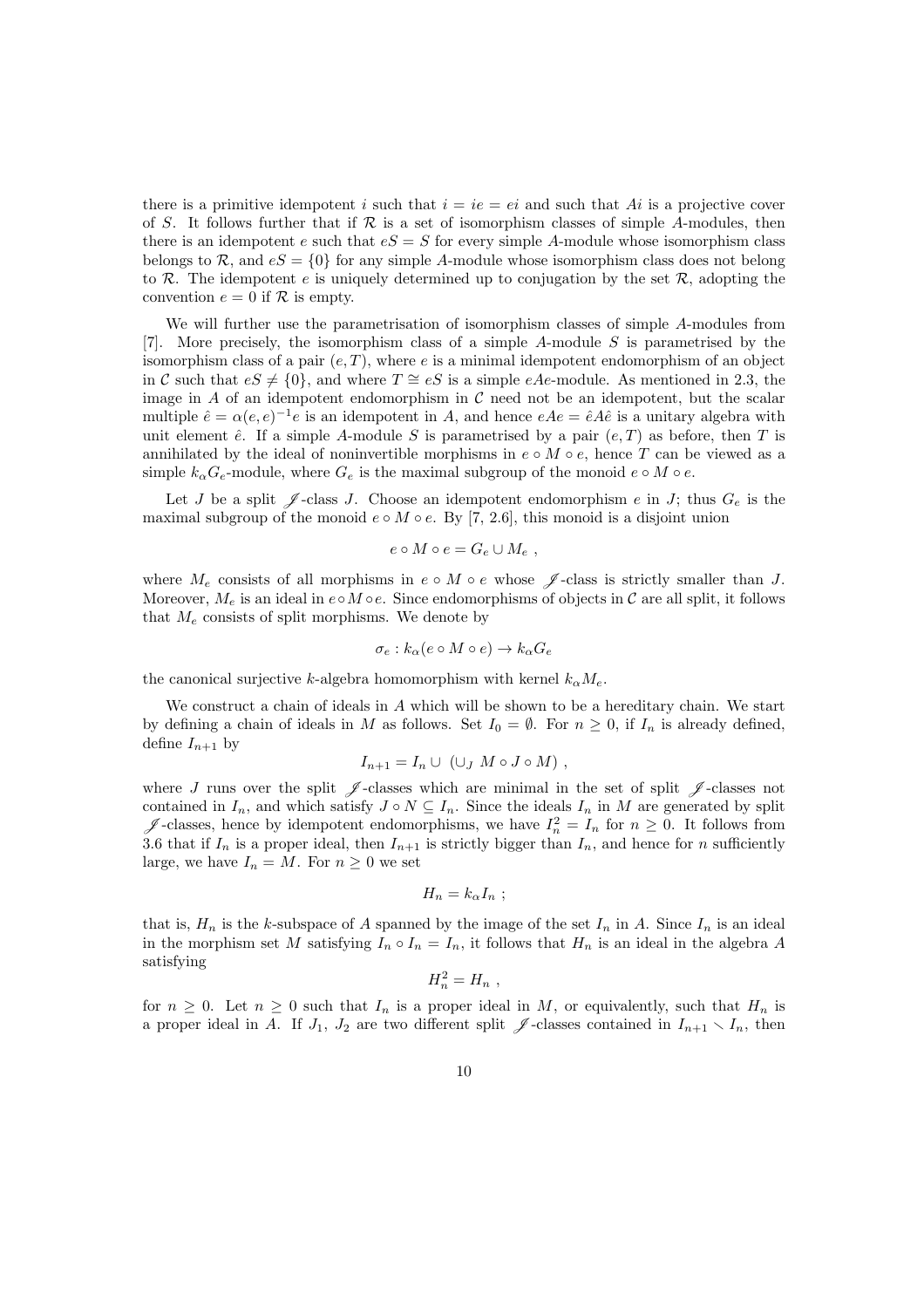there is a primitive idempotent $i$ such that $i = ie = ei$ and such that $Ai$ is a projective cover of $S$. It follows further that if $\mathcal{R}$ is a set of isomorphism classes of simple $A$-modules, then there is an idempotent $e$ such that $eS = S$ for every simple $A$-module whose isomorphism class belongs to $\mathcal{R}$, and $eS = \{0\}$ for any simple $A$-module whose isomorphism class does not belong to $\mathcal{R}$. The idempotent $e$ is uniquely determined up to conjugation by the set $\mathcal{R}$, adopting the convention $e = 0$ if $\mathcal{R}$ is empty.

We will further use the parametrisation of isomorphism classes of simple $A$-modules from [7]. More precisely, the isomorphism class of a simple $A$-module $S$ is parametrised by the isomorphism class of a pair $(e, T)$, where $e$ is a minimal idempotent endomorphism of an object in $\mathcal{C}$ such that $eS \neq \{0\}$, and where $T \cong eS$ is a simple $eAe$-module. As mentioned in 2.3, the image in $A$ of an idempotent endomorphism in $\mathcal{C}$ need not be an idempotent, but the scalar multiple $\hat{e} = \alpha(e, e)^{-1}e$ is an idempotent in $A$, and hence $eAe = \hat{e}A\hat{e}$ is a unitary algebra with unit element $\hat{e}$. If a simple $A$-module $S$ is parametrised by a pair $(e, T)$ as before, then $T$ is annihilated by the ideal of noninvertible morphisms in $e \circ M \circ e$, hence $T$ can be viewed as a simple $k_\alpha G_e$-module, where $G_e$ is the maximal subgroup of the monoid $e \circ M \circ e$.

Let $J$ be a split $\mathscr{J}$-class $J$. Choose an idempotent endomorphism $e$ in $J$; thus $G_e$ is the maximal subgroup of the monoid $e \circ M \circ e$. By [7, 2.6], this monoid is a disjoint union

$$e \circ M \circ e = G_e \cup M_e \ ,$$

where $M_e$ consists of all morphisms in $e \circ M \circ e$ whose $\mathscr{J}$-class is strictly smaller than $J$. Moreover, $M_e$ is an ideal in $e \circ M \circ e$. Since endomorphisms of objects in $\mathcal{C}$ are all split, it follows that $M_e$ consists of split morphisms. We denote by

$$\sigma_e : k_\alpha(e \circ M \circ e) \to k_\alpha G_e$$

the canonical surjective $k$-algebra homomorphism with kernel $k_\alpha M_e$.

We construct a chain of ideals in $A$ which will be shown to be a hereditary chain. We start by defining a chain of ideals in $M$ as follows. Set $I_0 = \emptyset$. For $n \geq 0$, if $I_n$ is already defined, define $I_{n+1}$ by

$$I_{n+1} = I_n \cup \ (\cup_J \ M \circ J \circ M) \ ,$$

where $J$ runs over the split $\mathscr{J}$-classes which are minimal in the set of split $\mathscr{J}$-classes not contained in $I_n$, and which satisfy $J \circ N \subseteq I_n$. Since the ideals $I_n$ in $M$ are generated by split $\mathscr{J}$-classes, hence by idempotent endomorphisms, we have $I_n^2 = I_n$ for $n \geq 0$. It follows from 3.6 that if $I_n$ is a proper ideal, then $I_{n+1}$ is strictly bigger than $I_n$, and hence for $n$ sufficiently large, we have $I_n = M$. For $n \geq 0$ we set

$$H_n = k_\alpha I_n \ ;$$

that is, $H_n$ is the $k$-subspace of $A$ spanned by the image of the set $I_n$ in $A$. Since $I_n$ is an ideal in the morphism set $M$ satisfying $I_n \circ I_n = I_n$, it follows that $H_n$ is an ideal in the algebra $A$ satisfying

$$H_n^2 = H_n \ ,$$

for $n \geq 0$. Let $n \geq 0$ such that $I_n$ is a proper ideal in $M$, or equivalently, such that $H_n$ is a proper ideal in $A$. If $J_1$, $J_2$ are two different split $\mathscr{J}$-classes contained in $I_{n+1} \smallsetminus I_n$, then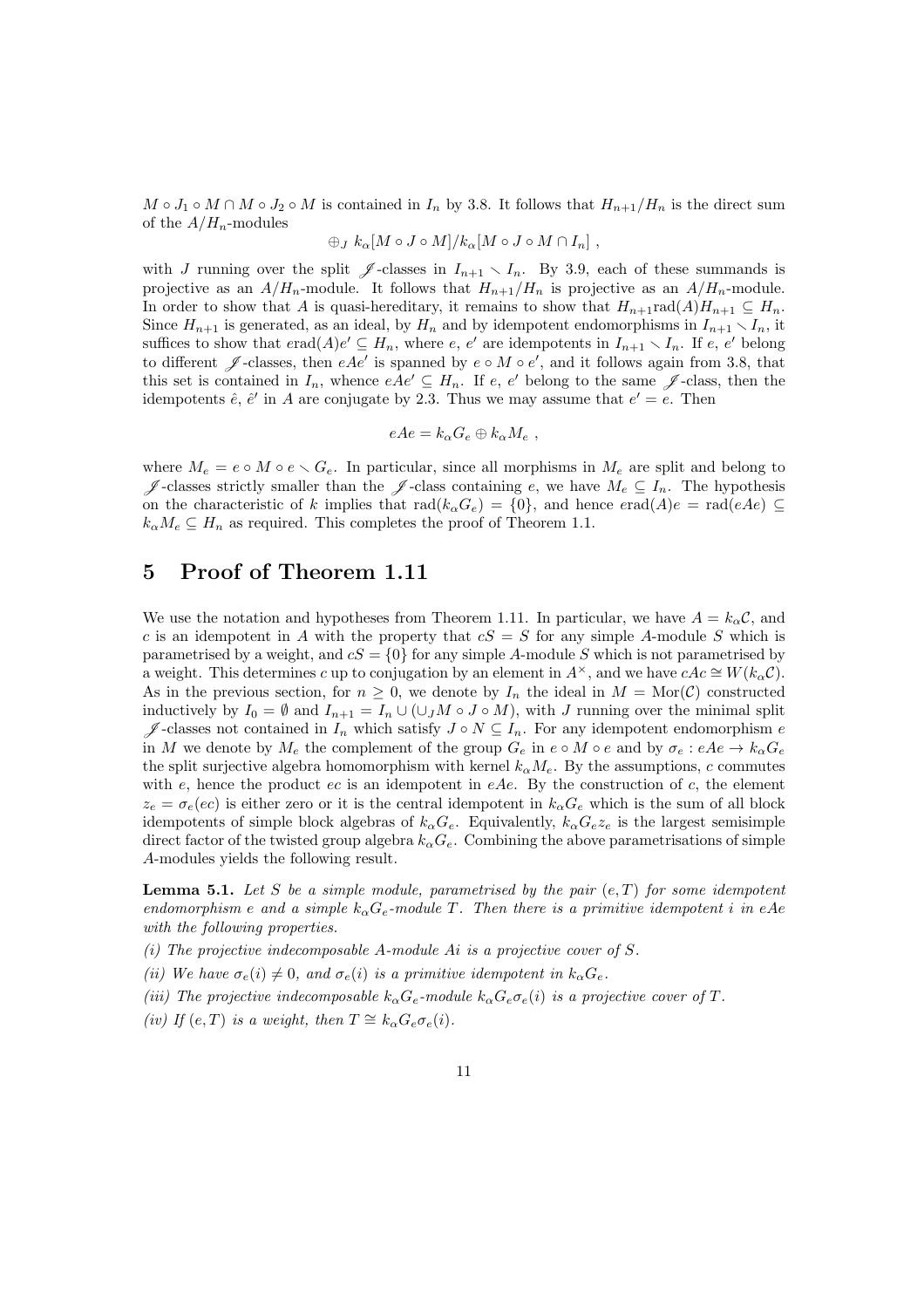$M \circ J_1 \circ M \cap M \circ J_2 \circ M$ is contained in $I_n$ by 3.8. It follows that $H_{n+1}/H_n$ is the direct sum of the $A/H_n$-modules

$$\oplus_J \; k_\alpha[M \circ J \circ M]/k_\alpha[M \circ J \circ M \cap I_n] \;,$$

with $J$ running over the split $\mathscr{J}$-classes in $I_{n+1} \smallsetminus I_n$. By 3.9, each of these summands is projective as an $A/H_n$-module. It follows that $H_{n+1}/H_n$ is projective as an $A/H_n$-module. In order to show that $A$ is quasi-hereditary, it remains to show that $H_{n+1}\mathrm{rad}(A)H_{n+1} \subseteq H_n$. Since $H_{n+1}$ is generated, as an ideal, by $H_n$ and by idempotent endomorphisms in $I_{n+1} \smallsetminus I_n$, it suffices to show that $e\mathrm{rad}(A)e' \subseteq H_n$, where $e$, $e'$ are idempotents in $I_{n+1} \smallsetminus I_n$. If $e$, $e'$ belong to different $\mathscr{J}$-classes, then $eAe'$ is spanned by $e \circ M \circ e'$, and it follows again from 3.8, that this set is contained in $I_n$, whence $eAe' \subseteq H_n$. If $e$, $e'$ belong to the same $\mathscr{J}$-class, then the idempotents $\hat{e}$, $\hat{e}'$ in $A$ are conjugate by 2.3. Thus we may assume that $e' = e$. Then

$$eAe = k_\alpha G_e \oplus k_\alpha M_e \;,$$

where $M_e = e \circ M \circ e \smallsetminus G_e$. In particular, since all morphisms in $M_e$ are split and belong to $\mathscr{J}$-classes strictly smaller than the $\mathscr{J}$-class containing $e$, we have $M_e \subseteq I_n$. The hypothesis on the characteristic of $k$ implies that $\mathrm{rad}(k_\alpha G_e) = \{0\}$, and hence $e\mathrm{rad}(A)e = \mathrm{rad}(eAe) \subseteq k_\alpha M_e \subseteq H_n$ as required. This completes the proof of Theorem 1.1.

## 5 Proof of Theorem 1.11

We use the notation and hypotheses from Theorem 1.11. In particular, we have $A = k_\alpha\mathcal{C}$, and $c$ is an idempotent in $A$ with the property that $cS = S$ for any simple $A$-module $S$ which is parametrised by a weight, and $cS = \{0\}$ for any simple $A$-module $S$ which is not parametrised by a weight. This determines $c$ up to conjugation by an element in $A^\times$, and we have $cAc \cong W(k_\alpha\mathcal{C})$. As in the previous section, for $n \geq 0$, we denote by $I_n$ the ideal in $M = \mathrm{Mor}(\mathcal{C})$ constructed inductively by $I_0 = \emptyset$ and $I_{n+1} = I_n \cup (\cup_J M \circ J \circ M)$, with $J$ running over the minimal split $\mathscr{J}$-classes not contained in $I_n$ which satisfy $J \circ N \subseteq I_n$. For any idempotent endomorphism $e$ in $M$ we denote by $M_e$ the complement of the group $G_e$ in $e \circ M \circ e$ and by $\sigma_e : eAe \to k_\alpha G_e$ the split surjective algebra homomorphism with kernel $k_\alpha M_e$. By the assumptions, $c$ commutes with $e$, hence the product $ec$ is an idempotent in $eAe$. By the construction of $c$, the element $z_e = \sigma_e(ec)$ is either zero or it is the central idempotent in $k_\alpha G_e$ which is the sum of all block idempotents of simple block algebras of $k_\alpha G_e$. Equivalently, $k_\alpha G_e z_e$ is the largest semisimple direct factor of the twisted group algebra $k_\alpha G_e$. Combining the above parametrisations of simple $A$-modules yields the following result.

**Lemma 5.1.** *Let $S$ be a simple module, parametrised by the pair $(e, T)$ for some idempotent endomorphism $e$ and a simple $k_\alpha G_e$-module $T$. Then there is a primitive idempotent $i$ in $eAe$ with the following properties.*

*(i) The projective indecomposable $A$-module $Ai$ is a projective cover of $S$.*

*(ii) We have $\sigma_e(i) \neq 0$, and $\sigma_e(i)$ is a primitive idempotent in $k_\alpha G_e$.*

*(iii) The projective indecomposable $k_\alpha G_e$-module $k_\alpha G_e \sigma_e(i)$ is a projective cover of $T$.*

*(iv) If $(e, T)$ is a weight, then $T \cong k_\alpha G_e \sigma_e(i)$.*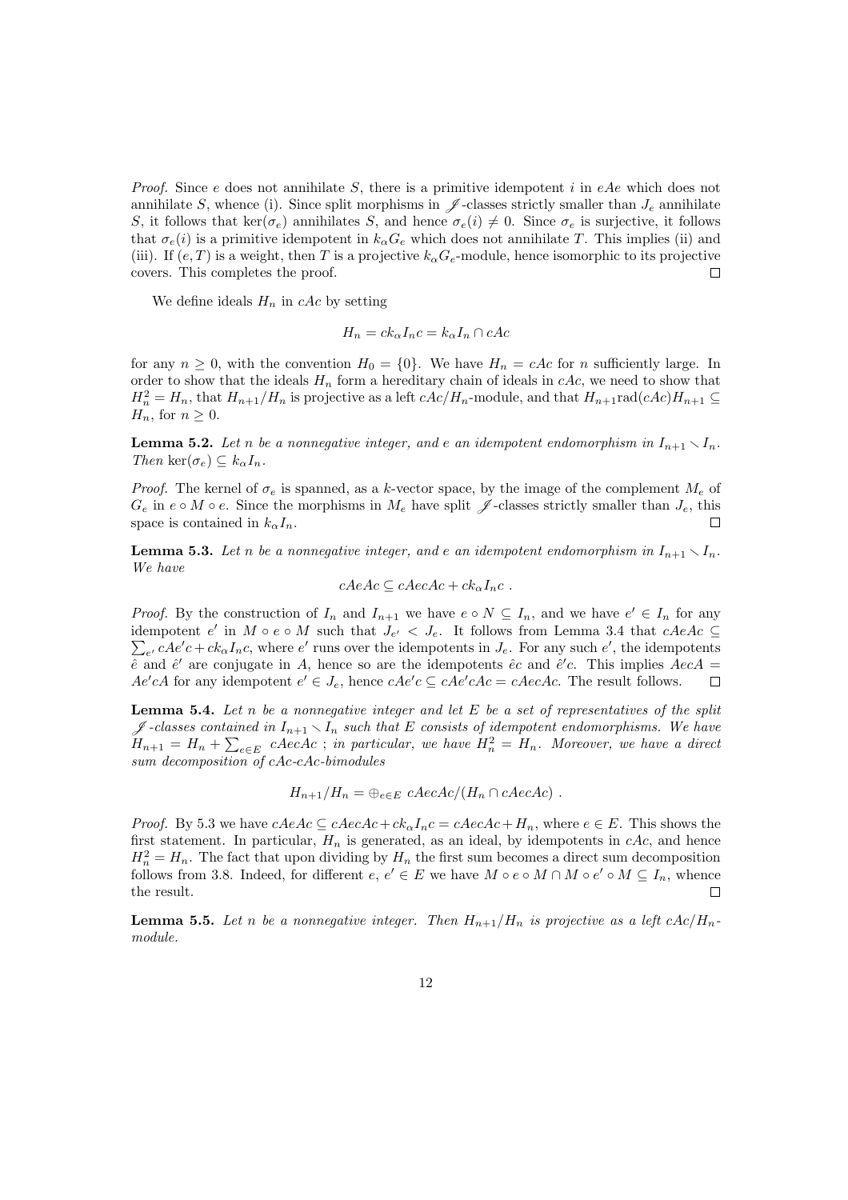*Proof.* Since $e$ does not annihilate $S$, there is a primitive idempotent $i$ in $eAe$ which does not annihilate $S$, whence (i). Since split morphisms in $\mathscr{J}$-classes strictly smaller than $J_e$ annihilate $S$, it follows that $\ker(\sigma_e)$ annihilates $S$, and hence $\sigma_e(i) \neq 0$. Since $\sigma_e$ is surjective, it follows that $\sigma_e(i)$ is a primitive idempotent in $k_\alpha G_e$ which does not annihilate $T$. This implies (ii) and (iii). If $(e, T)$ is a weight, then $T$ is a projective $k_\alpha G_e$-module, hence isomorphic to its projective covers. This completes the proof. $\square$

We define ideals $H_n$ in $cAc$ by setting

$$H_n = ck_\alpha I_n c = k_\alpha I_n \cap cAc$$

for any $n \geq 0$, with the convention $H_0 = \{0\}$. We have $H_n = cAc$ for $n$ sufficiently large. In order to show that the ideals $H_n$ form a hereditary chain of ideals in $cAc$, we need to show that $H_n^2 = H_n$, that $H_{n+1}/H_n$ is projective as a left $cAc/H_n$-module, and that $H_{n+1}\mathrm{rad}(cAc)H_{n+1} \subseteq H_n$, for $n \geq 0$.

**Lemma 5.2.** *Let $n$ be a nonnegative integer, and $e$ an idempotent endomorphism in $I_{n+1} \smallsetminus I_n$. Then $\ker(\sigma_e) \subseteq k_\alpha I_n$.*

*Proof.* The kernel of $\sigma_e$ is spanned, as a $k$-vector space, by the image of the complement $M_e$ of $G_e$ in $e \circ M \circ e$. Since the morphisms in $M_e$ have split $\mathscr{J}$-classes strictly smaller than $J_e$, this space is contained in $k_\alpha I_n$. $\square$

**Lemma 5.3.** *Let $n$ be a nonnegative integer, and $e$ an idempotent endomorphism in $I_{n+1} \smallsetminus I_n$. We have*

$$cAeAc \subseteq cAecAc + ck_\alpha I_n c\ .$$

*Proof.* By the construction of $I_n$ and $I_{n+1}$ we have $e \circ N \subseteq I_n$, and we have $e' \in I_n$ for any idempotent $e'$ in $M \circ e \circ M$ such that $J_{e'} < J_e$. It follows from Lemma 3.4 that $cAeAc \subseteq \sum_{e'} cAe'c + ck_\alpha I_n c$, where $e'$ runs over the idempotents in $J_e$. For any such $e'$, the idempotents $\hat{e}$ and $\hat{e}'$ are conjugate in $A$, hence so are the idempotents $\hat{e}c$ and $\hat{e}'c$. This implies $AecA = Ae'cA$ for any idempotent $e' \in J_e$, hence $cAe'c \subseteq cAe'cAc = cAecAc$. The result follows. $\square$

**Lemma 5.4.** *Let $n$ be a nonnegative integer and let $E$ be a set of representatives of the split $\mathscr{J}$-classes contained in $I_{n+1} \smallsetminus I_n$ such that $E$ consists of idempotent endomorphisms. We have $H_{n+1} = H_n + \sum_{e\in E}\ cAecAc$ ; in particular, we have $H_n^2 = H_n$. Moreover, we have a direct sum decomposition of $cAc$-$cAc$-bimodules*

$$H_{n+1}/H_n = \oplus_{e\in E}\ cAecAc/(H_n \cap cAecAc)\ .$$

*Proof.* By 5.3 we have $cAeAc \subseteq cAecAc + ck_\alpha I_n c = cAecAc + H_n$, where $e \in E$. This shows the first statement. In particular, $H_n$ is generated, as an ideal, by idempotents in $cAc$, and hence $H_n^2 = H_n$. The fact that upon dividing by $H_n$ the first sum becomes a direct sum decomposition follows from 3.8. Indeed, for different $e$, $e' \in E$ we have $M \circ e \circ M \cap M \circ e' \circ M \subseteq I_n$, whence the result. $\square$

**Lemma 5.5.** *Let $n$ be a nonnegative integer. Then $H_{n+1}/H_n$ is projective as a left $cAc/H_n$-module.*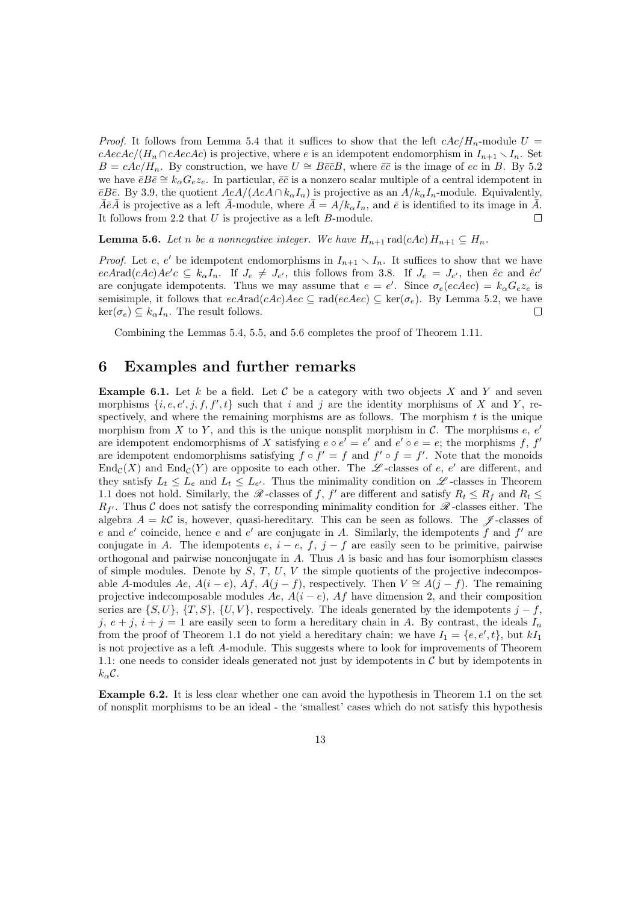*Proof.* It follows from Lemma 5.4 that it suffices to show that the left $cAc/H_n$-module $U = cAecAc/(H_n \cap cAecAc)$ is projective, where $e$ is an idempotent endomorphism in $I_{n+1} \setminus I_n$. Set $B = cAc/H_n$. By construction, we have $U \cong B\bar{e}\bar{c}B$, where $\bar{e}\bar{c}$ is the image of $ec$ in $B$. By 5.2 we have $\bar{e}B\bar{e} \cong k_\alpha G_e z_e$. In particular, $\bar{e}\bar{c}$ is a nonzero scalar multiple of a central idempotent in $\bar{e}B\bar{e}$. By 3.9, the quotient $AeA/(AeA \cap k_\alpha I_n)$ is projective as an $A/k_\alpha I_n$-module. Equivalently, $\bar{A}\bar{e}\bar{A}$ is projective as a left $\bar{A}$-module, where $\bar{A} = A/k_\alpha I_n$, and $\bar{e}$ is identified to its image in $\bar{A}$. It follows from 2.2 that $U$ is projective as a left $B$-module. $\square$

**Lemma 5.6.** *Let $n$ be a nonnegative integer. We have $H_{n+1}\,\mathrm{rad}(cAc)\,H_{n+1} \subseteq H_n$.*

*Proof.* Let $e$, $e'$ be idempotent endomorphisms in $I_{n+1} \setminus I_n$. It suffices to show that we have $ecA\mathrm{rad}(cAc)Ae'c \subseteq k_\alpha I_n$. If $J_e \neq J_{e'}$, this follows from 3.8. If $J_e = J_{e'}$, then $\hat{e}c$ and $\hat{e}c'$ are conjugate idempotents. Thus we may assume that $e = e'$. Since $\sigma_e(ecAec) = k_\alpha G_e z_e$ is semisimple, it follows that $ecA\mathrm{rad}(cAc)Aec \subseteq \mathrm{rad}(ecAec) \subseteq \ker(\sigma_e)$. By Lemma 5.2, we have $\ker(\sigma_e) \subseteq k_\alpha I_n$. The result follows. $\square$

Combining the Lemmas 5.4, 5.5, and 5.6 completes the proof of Theorem 1.11.

# 6 Examples and further remarks

**Example 6.1.** Let $k$ be a field. Let $\mathcal{C}$ be a category with two objects $X$ and $Y$ and seven morphisms $\{i, e, e', j, f, f', t\}$ such that $i$ and $j$ are the identity morphisms of $X$ and $Y$, respectively, and where the remaining morphisms are as follows. The morphism $t$ is the unique morphism from $X$ to $Y$, and this is the unique nonsplit morphism in $\mathcal{C}$. The morphisms $e$, $e'$ are idempotent endomorphisms of $X$ satisfying $e \circ e' = e'$ and $e' \circ e = e$; the morphisms $f$, $f'$ are idempotent endomorphisms satisfying $f \circ f' = f$ and $f' \circ f = f'$. Note that the monoids $\mathrm{End}_\mathcal{C}(X)$ and $\mathrm{End}_\mathcal{C}(Y)$ are opposite to each other. The $\mathscr{L}$-classes of $e$, $e'$ are different, and they satisfy $L_t \leq L_e$ and $L_t \leq L_{e'}$. Thus the minimality condition on $\mathscr{L}$-classes in Theorem 1.1 does not hold. Similarly, the $\mathscr{R}$-classes of $f$, $f'$ are different and satisfy $R_t \leq R_f$ and $R_t \leq R_{f'}$. Thus $\mathcal{C}$ does not satisfy the corresponding minimality condition for $\mathscr{R}$-classes either. The algebra $A = k\mathcal{C}$ is, however, quasi-hereditary. This can be seen as follows. The $\mathscr{J}$-classes of $e$ and $e'$ coincide, hence $e$ and $e'$ are conjugate in $A$. Similarly, the idempotents $f$ and $f'$ are conjugate in $A$. The idempotents $e$, $i - e$, $f$, $j - f$ are easily seen to be primitive, pairwise orthogonal and pairwise nonconjugate in $A$. Thus $A$ is basic and has four isomorphism classes of simple modules. Denote by $S$, $T$, $U$, $V$ the simple quotients of the projective indecomposable $A$-modules $Ae$, $A(i - e)$, $Af$, $A(j - f)$, respectively. Then $V \cong A(j - f)$. The remaining projective indecomposable modules $Ae$, $A(i - e)$, $Af$ have dimension 2, and their composition series are $\{S, U\}$, $\{T, S\}$, $\{U, V\}$, respectively. The ideals generated by the idempotents $j - f$, $j$, $e + j$, $i + j = 1$ are easily seen to form a hereditary chain in $A$. By contrast, the ideals $I_n$ from the proof of Theorem 1.1 do not yield a hereditary chain: we have $I_1 = \{e, e', t\}$, but $kI_1$ is not projective as a left $A$-module. This suggests where to look for improvements of Theorem 1.1: one needs to consider ideals generated not just by idempotents in $\mathcal{C}$ but by idempotents in $k_\alpha\mathcal{C}$.

**Example 6.2.** It is less clear whether one can avoid the hypothesis in Theorem 1.1 on the set of nonsplit morphisms to be an ideal - the 'smallest' cases which do not satisfy this hypothesis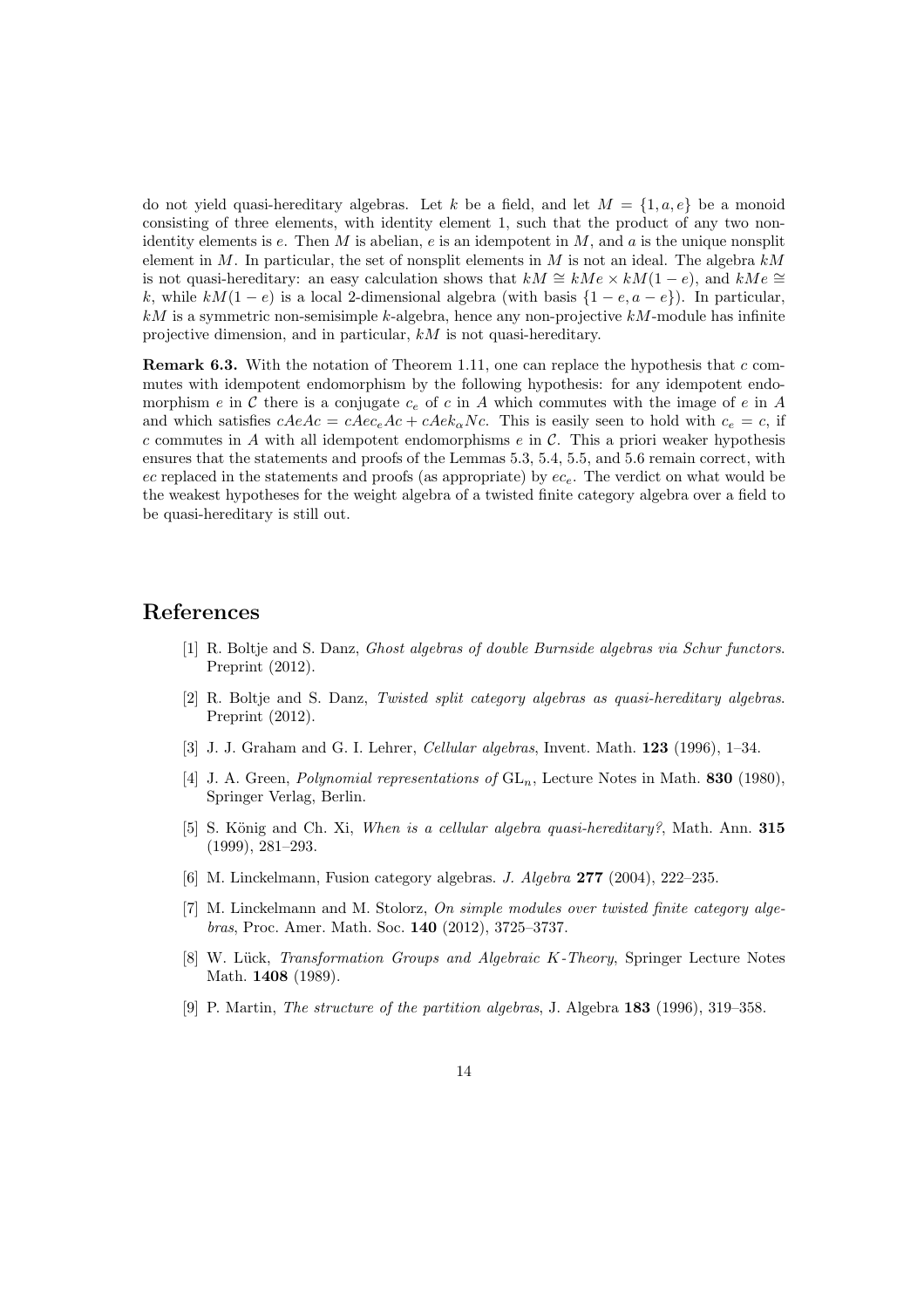do not yield quasi-hereditary algebras. Let $k$ be a field, and let $M = \{1, a, e\}$ be a monoid consisting of three elements, with identity element 1, such that the product of any two non-identity elements is $e$. Then $M$ is abelian, $e$ is an idempotent in $M$, and $a$ is the unique nonsplit element in $M$. In particular, the set of nonsplit elements in $M$ is not an ideal. The algebra $kM$ is not quasi-hereditary: an easy calculation shows that $kM \cong kMe \times kM(1-e)$, and $kMe \cong k$, while $kM(1-e)$ is a local 2-dimensional algebra (with basis $\{1-e, a-e\}$). In particular, $kM$ is a symmetric non-semisimple $k$-algebra, hence any non-projective $kM$-module has infinite projective dimension, and in particular, $kM$ is not quasi-hereditary.

**Remark 6.3.** With the notation of Theorem 1.11, one can replace the hypothesis that $c$ commutes with idempotent endomorphism by the following hypothesis: for any idempotent endomorphism $e$ in $\mathcal{C}$ there is a conjugate $c_e$ of $c$ in $A$ which commutes with the image of $e$ in $A$ and which satisfies $cAeAc = cAec_eAc + cAek_\alpha Nc$. This is easily seen to hold with $c_e = c$, if $c$ commutes in $A$ with all idempotent endomorphisms $e$ in $\mathcal{C}$. This a priori weaker hypothesis ensures that the statements and proofs of the Lemmas 5.3, 5.4, 5.5, and 5.6 remain correct, with $ec$ replaced in the statements and proofs (as appropriate) by $ec_e$. The verdict on what would be the weakest hypotheses for the weight algebra of a twisted finite category algebra over a field to be quasi-hereditary is still out.

# References

[1] R. Boltje and S. Danz, *Ghost algebras of double Burnside algebras via Schur functors*. Preprint (2012).

[2] R. Boltje and S. Danz, *Twisted split category algebras as quasi-hereditary algebras*. Preprint (2012).

[3] J. J. Graham and G. I. Lehrer, *Cellular algebras*, Invent. Math. **123** (1996), 1–34.

[4] J. A. Green, *Polynomial representations of* $\mathrm{GL}_n$, Lecture Notes in Math. **830** (1980), Springer Verlag, Berlin.

[5] S. König and Ch. Xi, *When is a cellular algebra quasi-hereditary?*, Math. Ann. **315** (1999), 281–293.

[6] M. Linckelmann, Fusion category algebras. *J. Algebra* **277** (2004), 222–235.

[7] M. Linckelmann and M. Stolorz, *On simple modules over twisted finite category algebras*, Proc. Amer. Math. Soc. **140** (2012), 3725–3737.

[8] W. Lück, *Transformation Groups and Algebraic K-Theory*, Springer Lecture Notes Math. **1408** (1989).

[9] P. Martin, *The structure of the partition algebras*, J. Algebra **183** (1996), 319–358.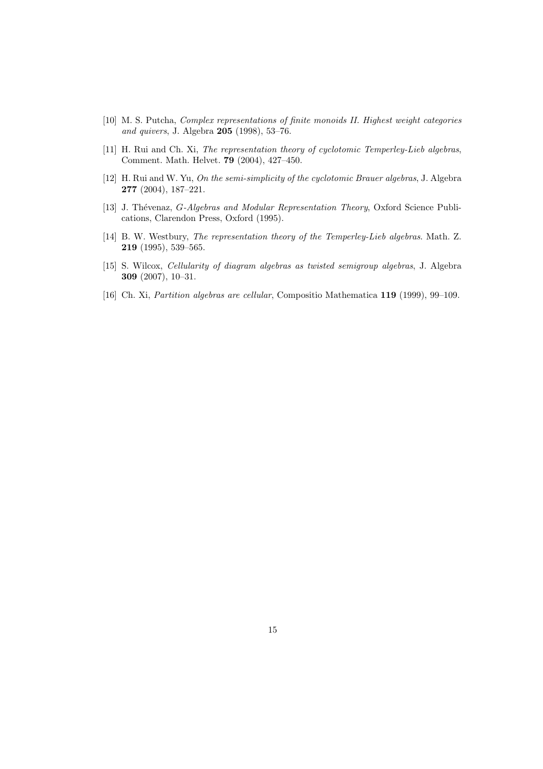[10] M. S. Putcha, *Complex representations of finite monoids II. Highest weight categories and quivers*, J. Algebra **205** (1998), 53–76.

[11] H. Rui and Ch. Xi, *The representation theory of cyclotomic Temperley-Lieb algebras*, Comment. Math. Helvet. **79** (2004), 427–450.

[12] H. Rui and W. Yu, *On the semi-simplicity of the cyclotomic Brauer algebras*, J. Algebra **277** (2004), 187–221.

[13] J. Thévenaz, *G-Algebras and Modular Representation Theory*, Oxford Science Publications, Clarendon Press, Oxford (1995).

[14] B. W. Westbury, *The representation theory of the Temperley-Lieb algebras*. Math. Z. **219** (1995), 539–565.

[15] S. Wilcox, *Cellularity of diagram algebras as twisted semigroup algebras*, J. Algebra **309** (2007), 10–31.

[16] Ch. Xi, *Partition algebras are cellular*, Compositio Mathematica **119** (1999), 99–109.